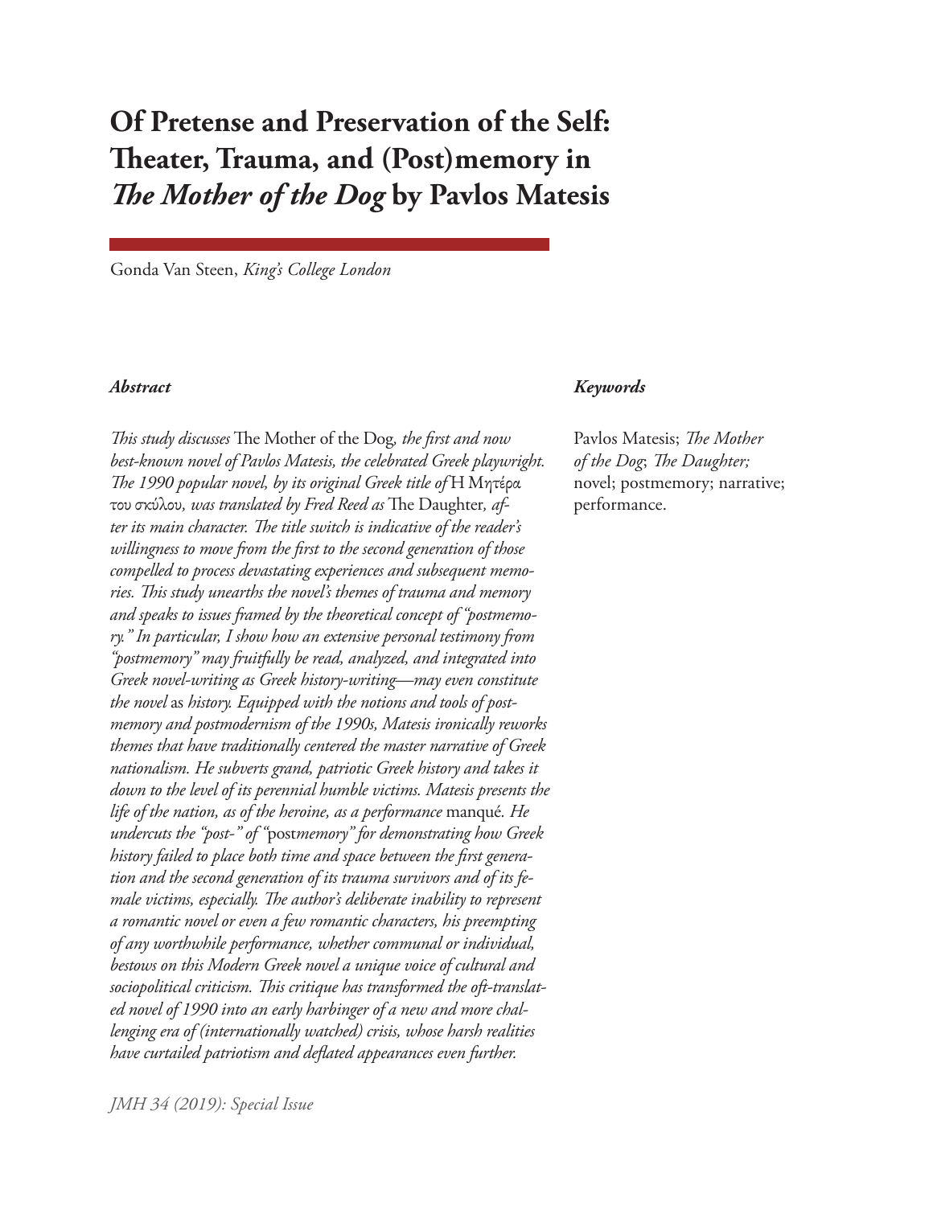# Of Pretense and Preservation of the Self: Theater, Trauma, and (Post)memory in *The Mother of the Dog* by Pavlos Matesis

Gonda Van Steen, *King's College London*

### *Abstract*

*This study discusses* The Mother of the Dog*, the first and now best-known novel of Pavlos Matesis, the celebrated Greek playwright. The 1990 popular novel, by its original Greek title of* Η Μητέρα του σκύλου*, was translated by Fred Reed as* The Daughter*, after its main character. The title switch is indicative of the reader's willingness to move from the first to the second generation of those compelled to process devastating experiences and subsequent memories. This study unearths the novel's themes of trauma and memory and speaks to issues framed by the theoretical concept of "postmemory." In particular, I show how an extensive personal testimony from "postmemory" may fruitfully be read, analyzed, and integrated into Greek novel-writing as Greek history-writing—may even constitute the novel* as *history. Equipped with the notions and tools of postmemory and postmodernism of the 1990s, Matesis ironically reworks themes that have traditionally centered the master narrative of Greek nationalism. He subverts grand, patriotic Greek history and takes it down to the level of its perennial humble victims. Matesis presents the life of the nation, as of the heroine, as a performance* manqué*. He undercuts the "post-" of "*post*memory" for demonstrating how Greek history failed to place both time and space between the first generation and the second generation of its trauma survivors and of its female victims, especially. The author's deliberate inability to represent a romantic novel or even a few romantic characters, his preempting of any worthwhile performance, whether communal or individual, bestows on this Modern Greek novel a unique voice of cultural and sociopolitical criticism. This critique has transformed the oft-translated novel of 1990 into an early harbinger of a new and more challenging era of (internationally watched) crisis, whose harsh realities have curtailed patriotism and deflated appearances even further.*

### *Keywords*

Pavlos Matesis; *The Mother of the Dog*; *The Daughter;* novel; postmemory; narrative; performance.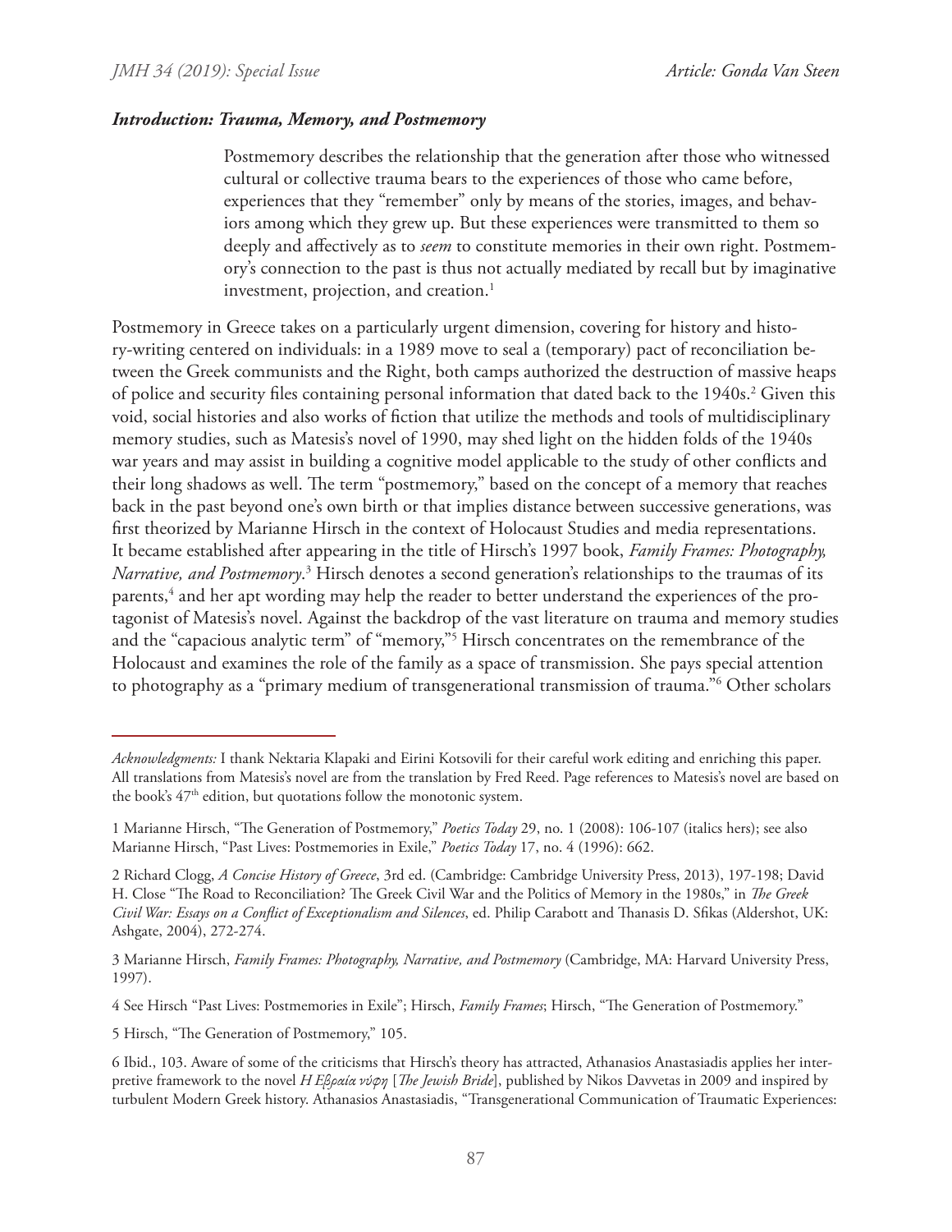### *Introduction: Trauma, Memory, and Postmemory*

> Postmemory describes the relationship that the generation after those who witnessed cultural or collective trauma bears to the experiences of those who came before, experiences that they "remember" only by means of the stories, images, and behaviors among which they grew up. But these experiences were transmitted to them so deeply and affectively as to *seem* to constitute memories in their own right. Postmemory's connection to the past is thus not actually mediated by recall but by imaginative investment, projection, and creation.[1]

Postmemory in Greece takes on a particularly urgent dimension, covering for history and history-writing centered on individuals: in a 1989 move to seal a (temporary) pact of reconciliation between the Greek communists and the Right, both camps authorized the destruction of massive heaps of police and security files containing personal information that dated back to the 1940s.[2] Given this void, social histories and also works of fiction that utilize the methods and tools of multidisciplinary memory studies, such as Matesis's novel of 1990, may shed light on the hidden folds of the 1940s war years and may assist in building a cognitive model applicable to the study of other conflicts and their long shadows as well. The term "postmemory," based on the concept of a memory that reaches back in the past beyond one's own birth or that implies distance between successive generations, was first theorized by Marianne Hirsch in the context of Holocaust Studies and media representations. It became established after appearing in the title of Hirsch's 1997 book, *Family Frames: Photography, Narrative, and Postmemory*.[3] Hirsch denotes a second generation's relationships to the traumas of its parents,[4] and her apt wording may help the reader to better understand the experiences of the protagonist of Matesis's novel. Against the backdrop of the vast literature on trauma and memory studies and the "capacious analytic term" of "memory,"[5] Hirsch concentrates on the remembrance of the Holocaust and examines the role of the family as a space of transmission. She pays special attention to photography as a "primary medium of transgenerational transmission of trauma."[6] Other scholars

---

*Acknowledgments:* I thank Nektaria Klapaki and Eirini Kotsovili for their careful work editing and enriching this paper. All translations from Matesis's novel are from the translation by Fred Reed. Page references to Matesis's novel are based on the book's 47th edition, but quotations follow the monotonic system.

1 Marianne Hirsch, "The Generation of Postmemory," *Poetics Today* 29, no. 1 (2008): 106-107 (italics hers); see also Marianne Hirsch, "Past Lives: Postmemories in Exile," *Poetics Today* 17, no. 4 (1996): 662.

2 Richard Clogg, *A Concise History of Greece*, 3rd ed. (Cambridge: Cambridge University Press, 2013), 197-198; David H. Close "The Road to Reconciliation? The Greek Civil War and the Politics of Memory in the 1980s," in *The Greek Civil War: Essays on a Conflict of Exceptionalism and Silences*, ed. Philip Carabott and Thanasis D. Sfikas (Aldershot, UK: Ashgate, 2004), 272-274.

3 Marianne Hirsch, *Family Frames: Photography, Narrative, and Postmemory* (Cambridge, MA: Harvard University Press, 1997).

4 See Hirsch "Past Lives: Postmemories in Exile"; Hirsch, *Family Frames*; Hirsch, "The Generation of Postmemory."

5 Hirsch, "The Generation of Postmemory," 105.

6 Ibid., 103. Aware of some of the criticisms that Hirsch's theory has attracted, Athanasios Anastasiadis applies her interpretive framework to the novel *Η Εβραία νύφη* [*The Jewish Bride*], published by Nikos Davvetas in 2009 and inspired by turbulent Modern Greek history. Athanasios Anastasiadis, "Transgenerational Communication of Traumatic Experiences: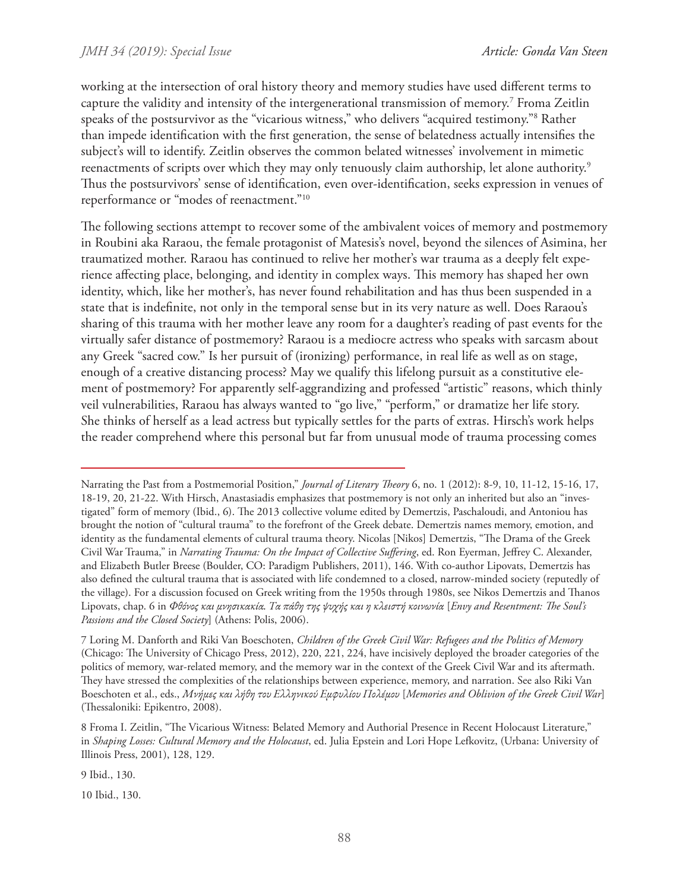working at the intersection of oral history theory and memory studies have used different terms to capture the validity and intensity of the intergenerational transmission of memory.[7] Froma Zeitlin speaks of the postsurvivor as the "vicarious witness," who delivers "acquired testimony."[8] Rather than impede identification with the first generation, the sense of belatedness actually intensifies the subject's will to identify. Zeitlin observes the common belated witnesses' involvement in mimetic reenactments of scripts over which they may only tenuously claim authorship, let alone authority.[9] Thus the postsurvivors' sense of identification, even over-identification, seeks expression in venues of reperformance or "modes of reenactment."[10]

The following sections attempt to recover some of the ambivalent voices of memory and postmemory in Roubini aka Raraou, the female protagonist of Matesis's novel, beyond the silences of Asimina, her traumatized mother. Raraou has continued to relive her mother's war trauma as a deeply felt experience affecting place, belonging, and identity in complex ways. This memory has shaped her own identity, which, like her mother's, has never found rehabilitation and has thus been suspended in a state that is indefinite, not only in the temporal sense but in its very nature as well. Does Raraou's sharing of this trauma with her mother leave any room for a daughter's reading of past events for the virtually safer distance of postmemory? Raraou is a mediocre actress who speaks with sarcasm about any Greek "sacred cow." Is her pursuit of (ironizing) performance, in real life as well as on stage, enough of a creative distancing process? May we qualify this lifelong pursuit as a constitutive element of postmemory? For apparently self-aggrandizing and professed "artistic" reasons, which thinly veil vulnerabilities, Raraou has always wanted to "go live," "perform," or dramatize her life story. She thinks of herself as a lead actress but typically settles for the parts of extras. Hirsch's work helps the reader comprehend where this personal but far from unusual mode of trauma processing comes

---

Narrating the Past from a Postmemorial Position," *Journal of Literary Theory* 6, no. 1 (2012): 8-9, 10, 11-12, 15-16, 17, 18-19, 20, 21-22. With Hirsch, Anastasiadis emphasizes that postmemory is not only an inherited but also an "investigated" form of memory (Ibid., 6). The 2013 collective volume edited by Demertzis, Paschaloudi, and Antoniou has brought the notion of "cultural trauma" to the forefront of the Greek debate. Demertzis names memory, emotion, and identity as the fundamental elements of cultural trauma theory. Nicolas [Nikos] Demertzis, "The Drama of the Greek Civil War Trauma," in *Narrating Trauma: On the Impact of Collective Suffering*, ed. Ron Eyerman, Jeffrey C. Alexander, and Elizabeth Butler Breese (Boulder, CO: Paradigm Publishers, 2011), 146. With co-author Lipovats, Demertzis has also defined the cultural trauma that is associated with life condemned to a closed, narrow-minded society (reputedly of the village). For a discussion focused on Greek writing from the 1950s through 1980s, see Nikos Demertzis and Thanos Lipovats, chap. 6 in *Φθόνος και μνησικακία. Τα πάθη της ψυχής και η κλειστή κοινωνία* [*Envy and Resentment: The Soul's Passions and the Closed Society*] (Athens: Polis, 2006).

7 Loring M. Danforth and Riki Van Boeschoten, *Children of the Greek Civil War: Refugees and the Politics of Memory* (Chicago: The University of Chicago Press, 2012), 220, 221, 224, have incisively deployed the broader categories of the politics of memory, war-related memory, and the memory war in the context of the Greek Civil War and its aftermath. They have stressed the complexities of the relationships between experience, memory, and narration. See also Riki Van Boeschoten et al., eds., *Μνήμες και λήθη του Ελληνικού Εμφυλίου Πολέμου* [*Memories and Oblivion of the Greek Civil War*] (Thessaloniki: Epikentro, 2008).

8 Froma I. Zeitlin, "The Vicarious Witness: Belated Memory and Authorial Presence in Recent Holocaust Literature," in *Shaping Losses: Cultural Memory and the Holocaust*, ed. Julia Epstein and Lori Hope Lefkovitz, (Urbana: University of Illinois Press, 2001), 128, 129.

9 Ibid., 130.

10 Ibid., 130.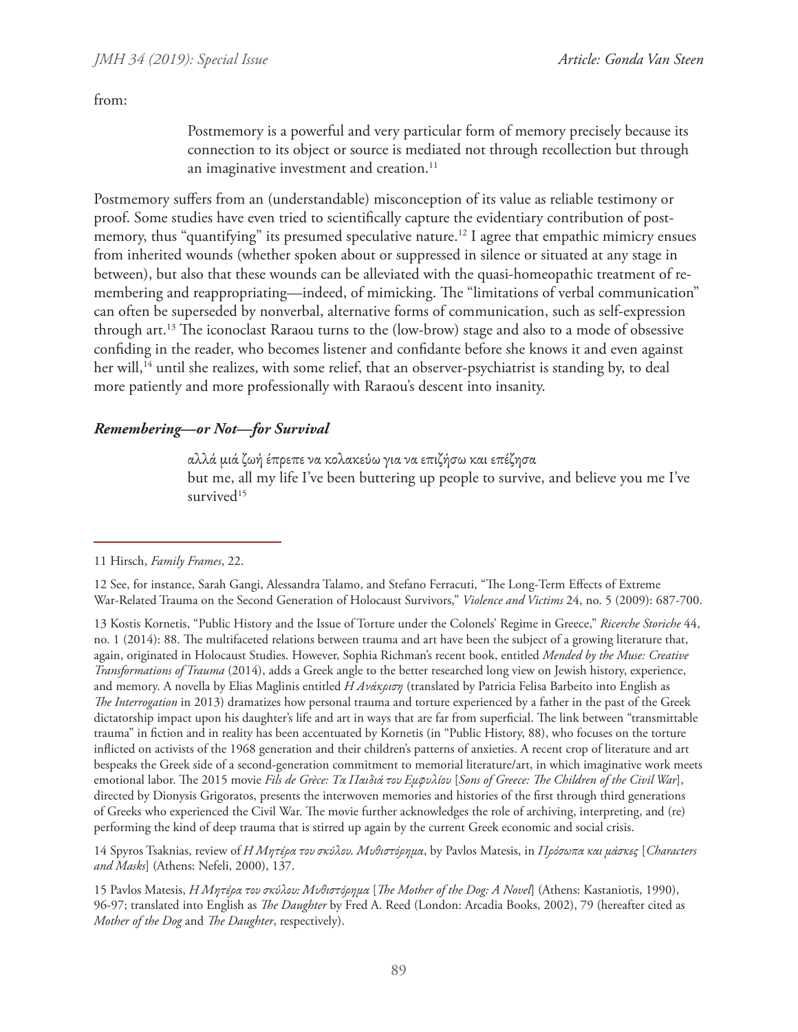from:

> Postmemory is a powerful and very particular form of memory precisely because its connection to its object or source is mediated not through recollection but through an imaginative investment and creation.[11]

Postmemory suffers from an (understandable) misconception of its value as reliable testimony or proof. Some studies have even tried to scientifically capture the evidentiary contribution of postmemory, thus "quantifying" its presumed speculative nature.[12] I agree that empathic mimicry ensues from inherited wounds (whether spoken about or suppressed in silence or situated at any stage in between), but also that these wounds can be alleviated with the quasi-homeopathic treatment of re-membering and reappropriating—indeed, of mimicking. The "limitations of verbal communication" can often be superseded by nonverbal, alternative forms of communication, such as self-expression through art.[13] The iconoclast Raraou turns to the (low-brow) stage and also to a mode of obsessive confiding in the reader, who becomes listener and confidante before she knows it and even against her will,[14] until she realizes, with some relief, that an observer-psychiatrist is standing by, to deal more patiently and more professionally with Raraou's descent into insanity.

### *Remembering—or Not—for Survival*

> αλλά μιά ζωή έπρεπε να κολακεύω για να επιζήσω και επέζησα
> but me, all my life I've been buttering up people to survive, and believe you me I've survived[15]

---

11 Hirsch, *Family Frames*, 22.

12 See, for instance, Sarah Gangi, Alessandra Talamo, and Stefano Ferracuti, "The Long-Term Effects of Extreme War-Related Trauma on the Second Generation of Holocaust Survivors," *Violence and Victims* 24, no. 5 (2009): 687-700.

13 Kostis Kornetis, "Public History and the Issue of Torture under the Colonels' Regime in Greece," *Ricerche Storiche* 44, no. 1 (2014): 88. The multifaceted relations between trauma and art have been the subject of a growing literature that, again, originated in Holocaust Studies. However, Sophia Richman's recent book, entitled *Mended by the Muse: Creative Transformations of Trauma* (2014), adds a Greek angle to the better researched long view on Jewish history, experience, and memory. A novella by Elias Maglinis entitled *Η Ανάκριση* (translated by Patricia Felisa Barbeito into English as *The Interrogation* in 2013) dramatizes how personal trauma and torture experienced by a father in the past of the Greek dictatorship impact upon his daughter's life and art in ways that are far from superficial. The link between "transmittable trauma" in fiction and in reality has been accentuated by Kornetis (in "Public History, 88), who focuses on the torture inflicted on activists of the 1968 generation and their children's patterns of anxieties. A recent crop of literature and art bespeaks the Greek side of a second-generation commitment to memorial literature/art, in which imaginative work meets emotional labor. The 2015 movie *Fils de Grèce: Τα Παιδιά του Εμφυλίου* [*Sons of Greece: The Children of the Civil War*], directed by Dionysis Grigoratos, presents the interwoven memories and histories of the first through third generations of Greeks who experienced the Civil War. The movie further acknowledges the role of archiving, interpreting, and (re) performing the kind of deep trauma that is stirred up again by the current Greek economic and social crisis.

14 Spyros Tsaknias, review of *Η Μητέρα του σκύλου. Μυθιστόρημα*, by Pavlos Matesis, in *Πρόσωπα και μάσκες* [*Characters and Masks*] (Athens: Nefeli, 2000), 137.

15 Pavlos Matesis, *Η Μητέρα του σκύλου: Μυθιστόρημα* [*The Mother of the Dog: A Novel*] (Athens: Kastaniotis, 1990), 96-97; translated into English as *The Daughter* by Fred A. Reed (London: Arcadia Books, 2002), 79 (hereafter cited as *Mother of the Dog* and *The Daughter*, respectively).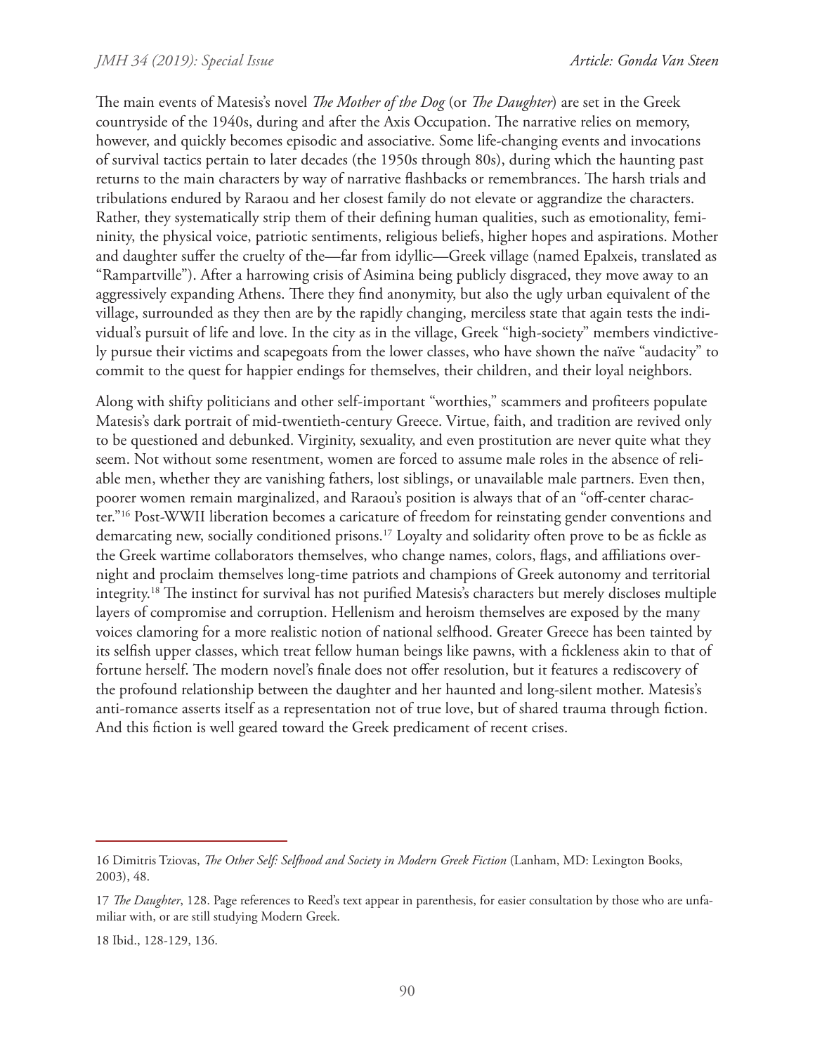The main events of Matesis's novel *The Mother of the Dog* (or *The Daughter*) are set in the Greek countryside of the 1940s, during and after the Axis Occupation. The narrative relies on memory, however, and quickly becomes episodic and associative. Some life-changing events and invocations of survival tactics pertain to later decades (the 1950s through 80s), during which the haunting past returns to the main characters by way of narrative flashbacks or remembrances. The harsh trials and tribulations endured by Raraou and her closest family do not elevate or aggrandize the characters. Rather, they systematically strip them of their defining human qualities, such as emotionality, femininity, the physical voice, patriotic sentiments, religious beliefs, higher hopes and aspirations. Mother and daughter suffer the cruelty of the—far from idyllic—Greek village (named Epalxeis, translated as "Rampartville"). After a harrowing crisis of Asimina being publicly disgraced, they move away to an aggressively expanding Athens. There they find anonymity, but also the ugly urban equivalent of the village, surrounded as they then are by the rapidly changing, merciless state that again tests the individual's pursuit of life and love. In the city as in the village, Greek "high-society" members vindictively pursue their victims and scapegoats from the lower classes, who have shown the naïve "audacity" to commit to the quest for happier endings for themselves, their children, and their loyal neighbors.

Along with shifty politicians and other self-important "worthies," scammers and profiteers populate Matesis's dark portrait of mid-twentieth-century Greece. Virtue, faith, and tradition are revived only to be questioned and debunked. Virginity, sexuality, and even prostitution are never quite what they seem. Not without some resentment, women are forced to assume male roles in the absence of reliable men, whether they are vanishing fathers, lost siblings, or unavailable male partners. Even then, poorer women remain marginalized, and Raraou's position is always that of an "off-center character."[16] Post-WWII liberation becomes a caricature of freedom for reinstating gender conventions and demarcating new, socially conditioned prisons.[17] Loyalty and solidarity often prove to be as fickle as the Greek wartime collaborators themselves, who change names, colors, flags, and affiliations overnight and proclaim themselves long-time patriots and champions of Greek autonomy and territorial integrity.[18] The instinct for survival has not purified Matesis's characters but merely discloses multiple layers of compromise and corruption. Hellenism and heroism themselves are exposed by the many voices clamoring for a more realistic notion of national selfhood. Greater Greece has been tainted by its selfish upper classes, which treat fellow human beings like pawns, with a fickleness akin to that of fortune herself. The modern novel's finale does not offer resolution, but it features a rediscovery of the profound relationship between the daughter and her haunted and long-silent mother. Matesis's anti-romance asserts itself as a representation not of true love, but of shared trauma through fiction. And this fiction is well geared toward the Greek predicament of recent crises.

---

16 Dimitris Tziovas, *The Other Self: Selfhood and Society in Modern Greek Fiction* (Lanham, MD: Lexington Books, 2003), 48.

17 *The Daughter*, 128. Page references to Reed's text appear in parenthesis, for easier consultation by those who are unfamiliar with, or are still studying Modern Greek.

18 Ibid., 128-129, 136.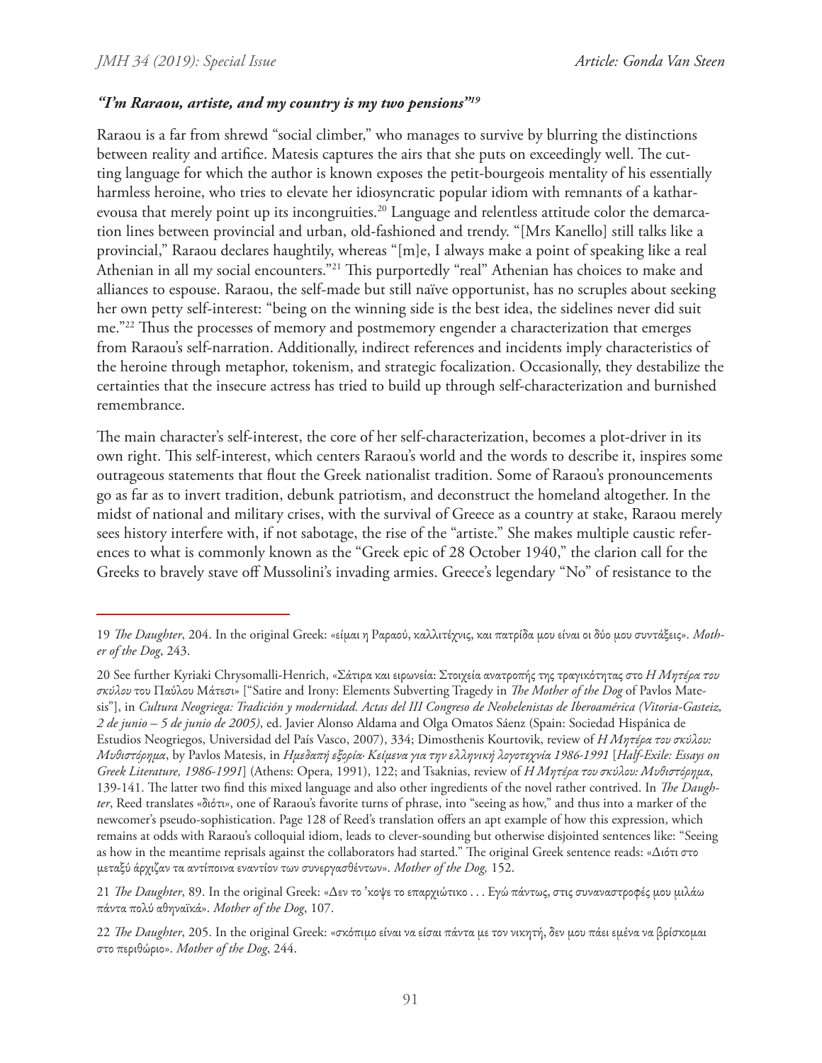### *"I'm Raraou, artiste, and my country is my two pensions"*[19]

Raraou is a far from shrewd "social climber," who manages to survive by blurring the distinctions between reality and artifice. Matesis captures the airs that she puts on exceedingly well. The cutting language for which the author is known exposes the petit-bourgeois mentality of his essentially harmless heroine, who tries to elevate her idiosyncratic popular idiom with remnants of a katharevousa that merely point up its incongruities.[20] Language and relentless attitude color the demarcation lines between provincial and urban, old-fashioned and trendy. "[Mrs Kanello] still talks like a provincial," Raraou declares haughtily, whereas "[m]e, I always make a point of speaking like a real Athenian in all my social encounters."[21] This purportedly "real" Athenian has choices to make and alliances to espouse. Raraou, the self-made but still naïve opportunist, has no scruples about seeking her own petty self-interest: "being on the winning side is the best idea, the sidelines never did suit me."[22] Thus the processes of memory and postmemory engender a characterization that emerges from Raraou's self-narration. Additionally, indirect references and incidents imply characteristics of the heroine through metaphor, tokenism, and strategic focalization. Occasionally, they destabilize the certainties that the insecure actress has tried to build up through self-characterization and burnished remembrance.

The main character's self-interest, the core of her self-characterization, becomes a plot-driver in its own right. This self-interest, which centers Raraou's world and the words to describe it, inspires some outrageous statements that flout the Greek nationalist tradition. Some of Raraou's pronouncements go as far as to invert tradition, debunk patriotism, and deconstruct the homeland altogether. In the midst of national and military crises, with the survival of Greece as a country at stake, Raraou merely sees history interfere with, if not sabotage, the rise of the "artiste." She makes multiple caustic references to what is commonly known as the "Greek epic of 28 October 1940," the clarion call for the Greeks to bravely stave off Mussolini's invading armies. Greece's legendary "No" of resistance to the

---

19 *The Daughter*, 204. In the original Greek: «είμαι η Ραραού, καλλιτέχνις, και πατρίδα μου είναι οι δύο μου συντάξεις». *Mother of the Dog*, 243.

20 See further Kyriaki Chrysomalli-Henrich, «Σάτιρα και ειρωνεία: Στοιχεία ανατροπής της τραγικότητας στο *Η Μητέρα του σκύλου* του Παύλου Μάτεσι» ["Satire and Irony: Elements Subverting Tragedy in *The Mother of the Dog* of Pavlos Matesis"], in *Cultura Neogriega: Tradición y modernidad. Actas del III Congreso de Neohelenistas de Iberoamérica (Vitoria-Gasteiz, 2 de junio – 5 de junio de 2005)*, ed. Javier Alonso Aldama and Olga Omatos Sáenz (Spain: Sociedad Hispánica de Estudios Neogriegos, Universidad del País Vasco, 2007), 334; Dimosthenis Kourtovik, review of *Η Μητέρα του σκύλου: Μυθιστόρημα*, by Pavlos Matesis, in *Ημεδαπή εξορία· Κείμενα για την ελληνική λογοτεχνία 1986-1991* [*Half-Exile: Essays on Greek Literature, 1986-1991*] (Athens: Opera, 1991), 122; and Tsaknias, review of *Η Μητέρα του σκύλου: Μυθιστόρημα*, 139-141. The latter two find this mixed language and also other ingredients of the novel rather contrived. In *The Daughter*, Reed translates «διότι», one of Raraou's favorite turns of phrase, into "seeing as how," and thus into a marker of the newcomer's pseudo-sophistication. Page 128 of Reed's translation offers an apt example of how this expression, which remains at odds with Raraou's colloquial idiom, leads to clever-sounding but otherwise disjointed sentences like: "Seeing as how in the meantime reprisals against the collaborators had started." The original Greek sentence reads: «Διότι στο μεταξύ άρχιζαν τα αντίποινα εναντίον των συνεργασθέντων». *Mother of the Dog*, 152.

21 *The Daughter*, 89. In the original Greek: «Δεν το 'κοψε το επαρχιώτικο . . . Εγώ πάντως, στις συναναστροφές μου μιλάω πάντα πολύ αθηναϊκά». *Mother of the Dog*, 107.

22 *The Daughter*, 205. In the original Greek: «σκόπιμο είναι να είσαι πάντα με τον νικητή, δεν μου πάει εμένα να βρίσκομαι στο περιθώριο». *Mother of the Dog*, 244.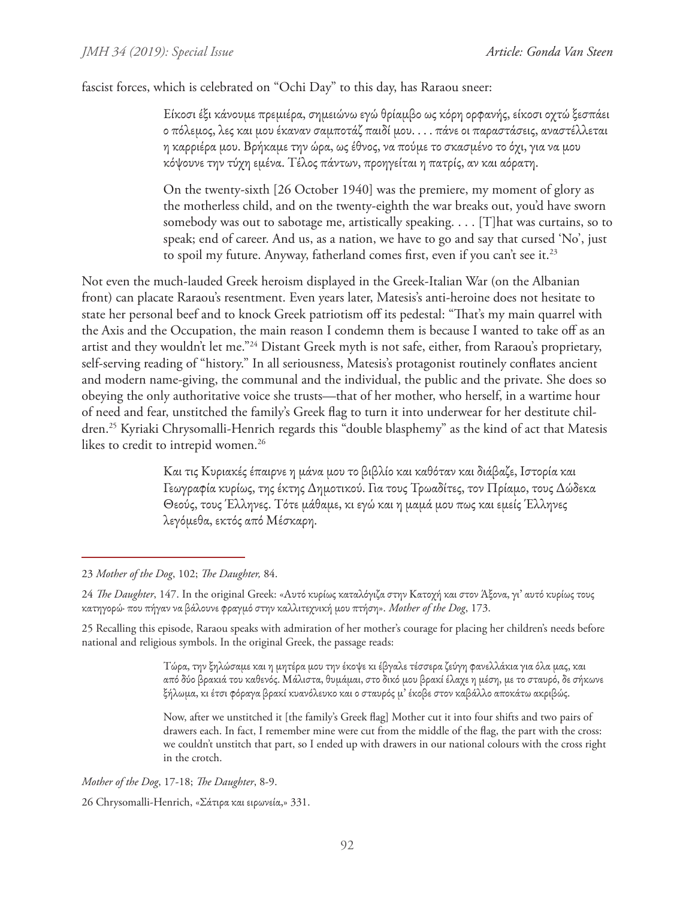fascist forces, which is celebrated on "Ochi Day" to this day, has Raraou sneer:

> Είκοσι έξι κάνουμε πρεμιέρα, σημειώνω εγώ θρίαμβο ως κόρη ορφανής, είκοσι οχτώ ξεσπάει ο πόλεμος, λες και μου έκαναν σαμποτάζ παιδί μου. . . . πάνε οι παραστάσεις, αναστέλλεται η καρριέρα μου. Βρήκαμε την ώρα, ως έθνος, να πούμε το σκασμένο το όχι, για να μου κόψουνε την τύχη εμένα. Τέλος πάντων, προηγείται η πατρίς, αν και αόρατη.
>
> On the twenty-sixth [26 October 1940] was the premiere, my moment of glory as the motherless child, and on the twenty-eighth the war breaks out, you'd have sworn somebody was out to sabotage me, artistically speaking. . . . [T]hat was curtains, so to speak; end of career. And us, as a nation, we have to go and say that cursed 'No', just to spoil my future. Anyway, fatherland comes first, even if you can't see it.[23]

Not even the much-lauded Greek heroism displayed in the Greek-Italian War (on the Albanian front) can placate Raraou's resentment. Even years later, Matesis's anti-heroine does not hesitate to state her personal beef and to knock Greek patriotism off its pedestal: "That's my main quarrel with the Axis and the Occupation, the main reason I condemn them is because I wanted to take off as an artist and they wouldn't let me."[24] Distant Greek myth is not safe, either, from Raraou's proprietary, self-serving reading of "history." In all seriousness, Matesis's protagonist routinely conflates ancient and modern name-giving, the communal and the individual, the public and the private. She does so obeying the only authoritative voice she trusts—that of her mother, who herself, in a wartime hour of need and fear, unstitched the family's Greek flag to turn it into underwear for her destitute children.[25] Kyriaki Chrysomalli-Henrich regards this "double blasphemy" as the kind of act that Matesis likes to credit to intrepid women.[26]

> Και τις Κυριακές έπαιρνε η μάνα μου το βιβλίο και καθόταν και διάβαζε, Ιστορία και Γεωγραφία κυρίως, της έκτης Δημοτικού. Για τους Τρωαδίτες, τον Πρίαμο, τους Δώδεκα Θεούς, τους Έλληνες. Τότε μάθαμε, κι εγώ και η μαμά μου πως και εμείς Έλληνες λεγόμεθα, εκτός από Μέσκαρη.

---

23 *Mother of the Dog*, 102; *The Daughter,* 84.

24 *The Daughter*, 147. In the original Greek: «Αυτό κυρίως καταλόγιζα στην Κατοχή και στον Άξονα, γι' αυτό κυρίως τους κατηγορώ· που πήγαν να βάλουνε φραγμό στην καλλιτεχνική μου πτήση». *Mother of the Dog*, 173.

25 Recalling this episode, Raraou speaks with admiration of her mother's courage for placing her children's needs before national and religious symbols. In the original Greek, the passage reads:

> Τώρα, την ξηλώσαμε και η μητέρα μου την έκοψε κι έβγαλε τέσσερα ζεύγη φανελλάκια για όλα μας, και από δύο βρακιά του καθενός. Μάλιστα, θυμάμαι, στο δικό μου βρακί έλαχε η μέση, με το σταυρό, δε σήκωνε ξήλωμα, κι έτσι φόραγα βρακί κυανόλευκο και ο σταυρός μ' έκοβε στον καβάλλο αποκάτω ακριβώς.
>
> Now, after we unstitched it [the family's Greek flag] Mother cut it into four shifts and two pairs of drawers each. In fact, I remember mine were cut from the middle of the flag, the part with the cross: we couldn't unstitch that part, so I ended up with drawers in our national colours with the cross right in the crotch.

*Mother of the Dog*, 17-18; *The Daughter*, 8-9.

26 Chrysomalli-Henrich, «Σάτιρα και ειρωνεία,» 331.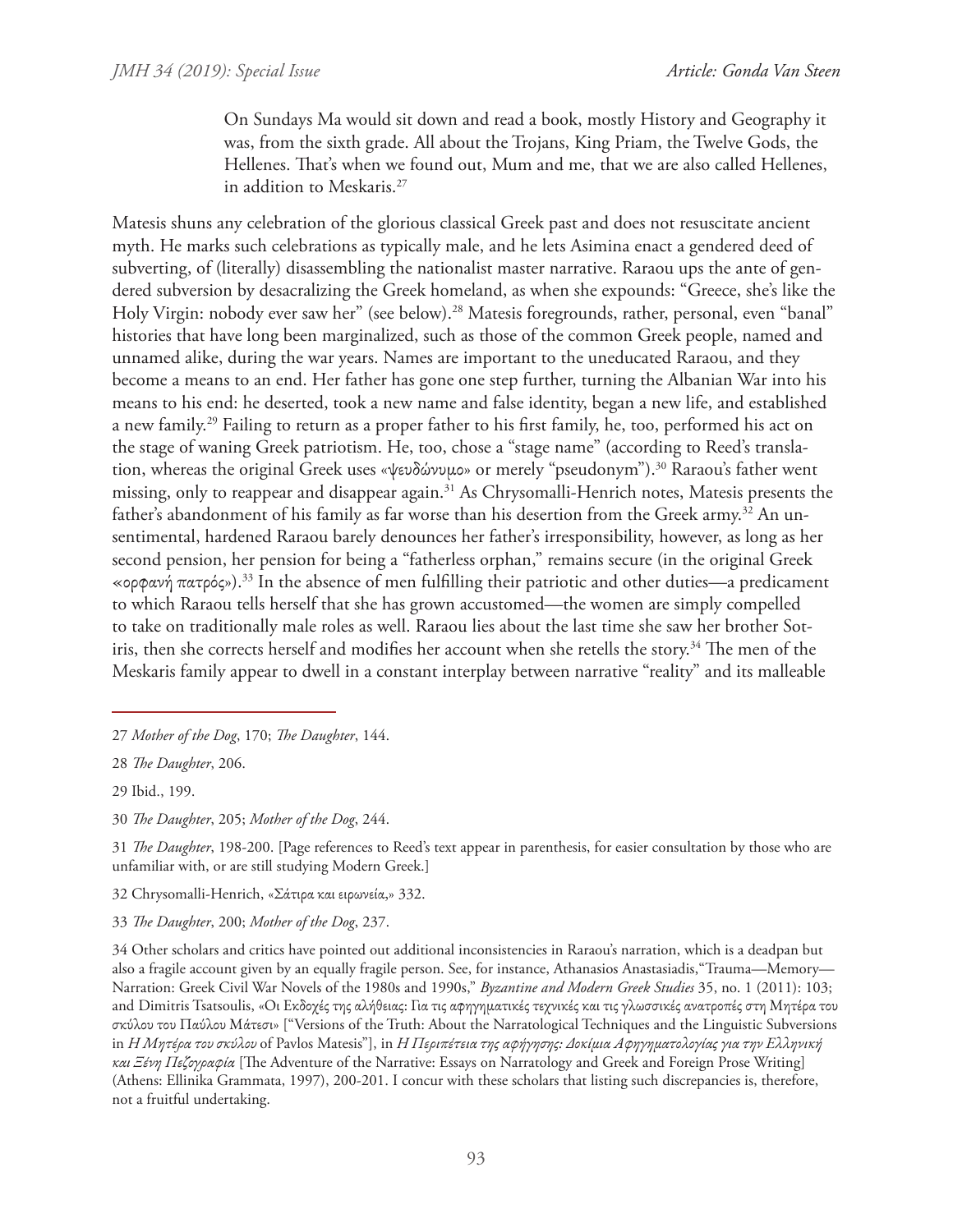> On Sundays Ma would sit down and read a book, mostly History and Geography it was, from the sixth grade. All about the Trojans, King Priam, the Twelve Gods, the Hellenes. That's when we found out, Mum and me, that we are also called Hellenes, in addition to Meskaris.[27]

Matesis shuns any celebration of the glorious classical Greek past and does not resuscitate ancient myth. He marks such celebrations as typically male, and he lets Asimina enact a gendered deed of subverting, of (literally) disassembling the nationalist master narrative. Raraou ups the ante of gendered subversion by desacralizing the Greek homeland, as when she expounds: "Greece, she's like the Holy Virgin: nobody ever saw her" (see below).[28] Matesis foregrounds, rather, personal, even "banal" histories that have long been marginalized, such as those of the common Greek people, named and unnamed alike, during the war years. Names are important to the uneducated Raraou, and they become a means to an end. Her father has gone one step further, turning the Albanian War into his means to his end: he deserted, took a new name and false identity, began a new life, and established a new family.[29] Failing to return as a proper father to his first family, he, too, performed his act on the stage of waning Greek patriotism. He, too, chose a "stage name" (according to Reed's translation, whereas the original Greek uses «ψευδώνυμο» or merely "pseudonym").[30] Raraou's father went missing, only to reappear and disappear again.[31] As Chrysomalli-Henrich notes, Matesis presents the father's abandonment of his family as far worse than his desertion from the Greek army.[32] An unsentimental, hardened Raraou barely denounces her father's irresponsibility, however, as long as her second pension, her pension for being a "fatherless orphan," remains secure (in the original Greek «ορφανή πατρός»).[33] In the absence of men fulfilling their patriotic and other duties—a predicament to which Raraou tells herself that she has grown accustomed—the women are simply compelled to take on traditionally male roles as well. Raraou lies about the last time she saw her brother Sotiris, then she corrects herself and modifies her account when she retells the story.[34] The men of the Meskaris family appear to dwell in a constant interplay between narrative "reality" and its malleable

---

27 *Mother of the Dog*, 170; *The Daughter*, 144.

28 *The Daughter*, 206.

29 Ibid., 199.

30 *The Daughter*, 205; *Mother of the Dog*, 244.

31 *The Daughter*, 198-200. [Page references to Reed's text appear in parenthesis, for easier consultation by those who are unfamiliar with, or are still studying Modern Greek.]

32 Chrysomalli-Henrich, «Σάτιρα και ειρωνεία,» 332.

33 *The Daughter*, 200; *Mother of the Dog*, 237.

34 Other scholars and critics have pointed out additional inconsistencies in Raraou's narration, which is a deadpan but also a fragile account given by an equally fragile person. See, for instance, Athanasios Anastasiadis,"Trauma—Memory—Narration: Greek Civil War Novels of the 1980s and 1990s," *Byzantine and Modern Greek Studies* 35, no. 1 (2011): 103; and Dimitris Tsatsoulis, «Οι Εκδοχές της αλήθειας: Για τις αφηγηματικές τεχνικές και τις γλωσσικές ανατροπές στη Μητέρα του σκύλου του Παύλου Μάτεσι» ["Versions of the Truth: About the Narratological Techniques and the Linguistic Subversions in *Η Μητέρα του σκύλου* of Pavlos Matesis"], in *Η Περιπέτεια της αφήγησης: Δοκίμια Αφηγηματολογίας για την Ελληνική και Ξένη Πεζογραφία* [The Adventure of the Narrative: Essays on Narratology and Greek and Foreign Prose Writing] (Athens: Ellinika Grammata, 1997), 200-201. I concur with these scholars that listing such discrepancies is, therefore, not a fruitful undertaking.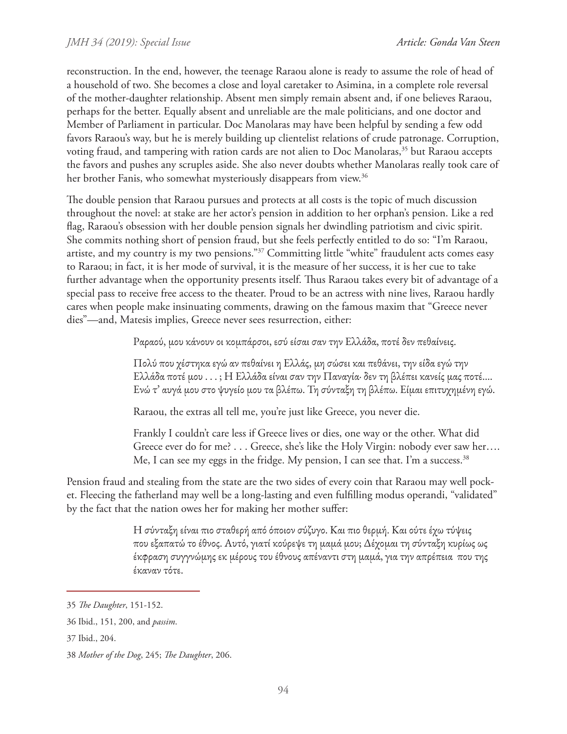reconstruction. In the end, however, the teenage Raraou alone is ready to assume the role of head of a household of two. She becomes a close and loyal caretaker to Asimina, in a complete role reversal of the mother-daughter relationship. Absent men simply remain absent and, if one believes Raraou, perhaps for the better. Equally absent and unreliable are the male politicians, and one doctor and Member of Parliament in particular. Doc Manolaras may have been helpful by sending a few odd favors Raraou's way, but he is merely building up clientelist relations of crude patronage. Corruption, voting fraud, and tampering with ration cards are not alien to Doc Manolaras,[35] but Raraou accepts the favors and pushes any scruples aside. She also never doubts whether Manolaras really took care of her brother Fanis, who somewhat mysteriously disappears from view.[36]

The double pension that Raraou pursues and protects at all costs is the topic of much discussion throughout the novel: at stake are her actor's pension in addition to her orphan's pension. Like a red flag, Raraou's obsession with her double pension signals her dwindling patriotism and civic spirit. She commits nothing short of pension fraud, but she feels perfectly entitled to do so: "I'm Raraou, artiste, and my country is my two pensions."[37] Committing little "white" fraudulent acts comes easy to Raraou; in fact, it is her mode of survival, it is the measure of her success, it is her cue to take further advantage when the opportunity presents itself. Thus Raraou takes every bit of advantage of a special pass to receive free access to the theater. Proud to be an actress with nine lives, Raraou hardly cares when people make insinuating comments, drawing on the famous maxim that "Greece never dies"—and, Matesis implies, Greece never sees resurrection, either:

> Ραραού, μου κάνουν οι κομπάρσοι, εσύ είσαι σαν την Ελλάδα, ποτέ δεν πεθαίνεις.
>
> Πολύ που χέστηκα εγώ αν πεθαίνει η Ελλάς, μη σώσει και πεθάνει, την είδα εγώ την Ελλάδα ποτέ μου . . . ; Η Ελλάδα είναι σαν την Παναγία· δεν τη βλέπει κανείς μας ποτέ.... Ενώ τ' αυγά μου στο ψυγείο μου τα βλέπω. Τη σύνταξη τη βλέπω. Είμαι επιτυχημένη εγώ.
>
> Raraou, the extras all tell me, you're just like Greece, you never die.
>
> Frankly I couldn't care less if Greece lives or dies, one way or the other. What did Greece ever do for me? . . . Greece, she's like the Holy Virgin: nobody ever saw her…. Me, I can see my eggs in the fridge. My pension, I can see that. I'm a success.[38]

Pension fraud and stealing from the state are the two sides of every coin that Raraou may well pocket. Fleecing the fatherland may well be a long-lasting and even fulfilling modus operandi, "validated" by the fact that the nation owes her for making her mother suffer:

> Η σύνταξη είναι πιο σταθερή από όποιον σύζυγο. Και πιο θερμή. Και ούτε έχω τύψεις που εξαπατώ το έθνος. Αυτό, γιατί κούρεψε τη μαμά μου; Δέχομαι τη σύνταξη κυρίως ως έκφραση συγγνώμης εκ μέρους του έθνους απέναντι στη μαμά, για την απρέπεια που της έκαναν τότε.

---

35 *The Daughter*, 151-152.

36 Ibid., 151, 200, and *passim*.

37 Ibid., 204.

38 *Mother of the Dog*, 245; *The Daughter*, 206.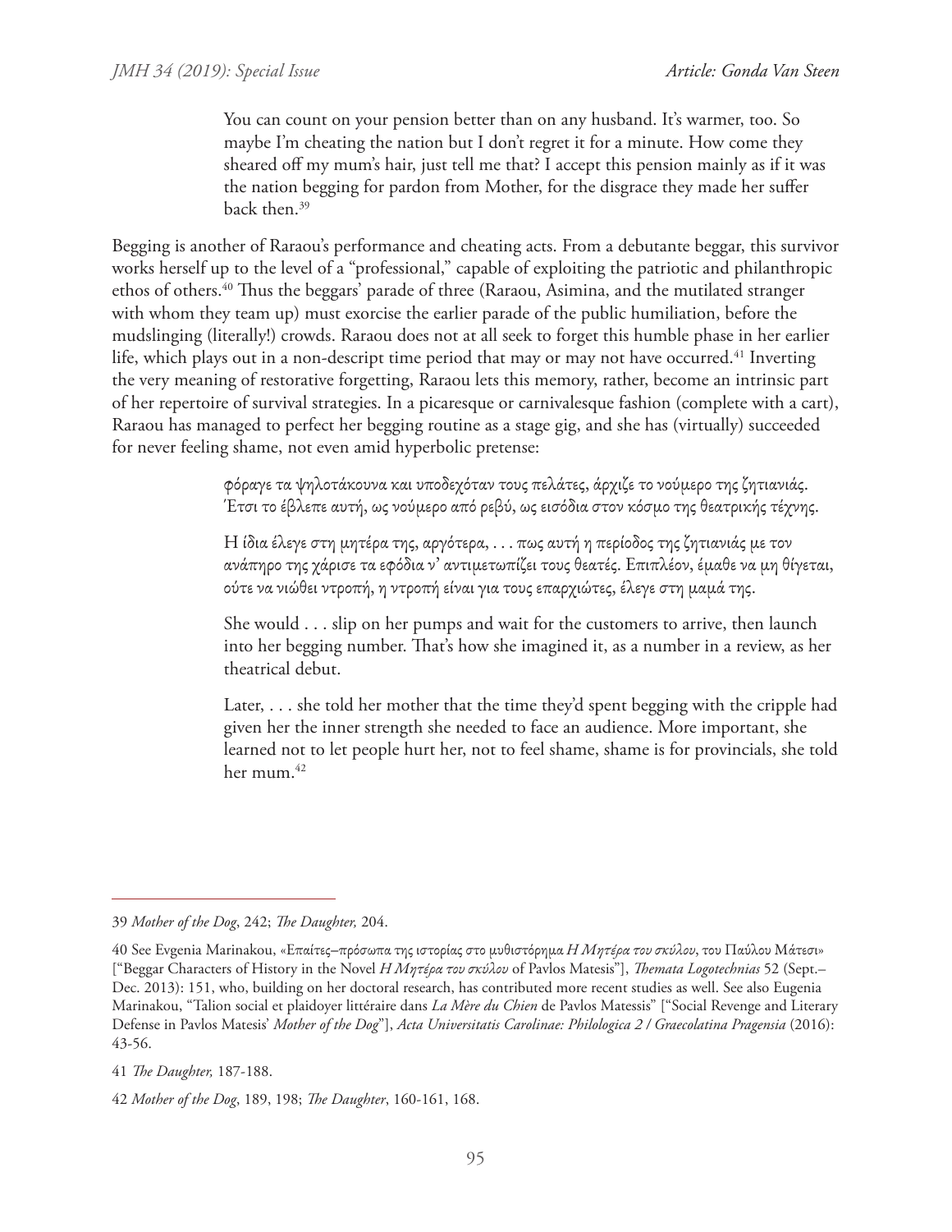> You can count on your pension better than on any husband. It's warmer, too. So maybe I'm cheating the nation but I don't regret it for a minute. How come they sheared off my mum's hair, just tell me that? I accept this pension mainly as if it was the nation begging for pardon from Mother, for the disgrace they made her suffer back then.[39]

Begging is another of Raraou's performance and cheating acts. From a debutante beggar, this survivor works herself up to the level of a "professional," capable of exploiting the patriotic and philanthropic ethos of others.[40] Thus the beggars' parade of three (Raraou, Asimina, and the mutilated stranger with whom they team up) must exorcise the earlier parade of the public humiliation, before the mudslinging (literally!) crowds. Raraou does not at all seek to forget this humble phase in her earlier life, which plays out in a non-descript time period that may or may not have occurred.[41] Inverting the very meaning of restorative forgetting, Raraou lets this memory, rather, become an intrinsic part of her repertoire of survival strategies. In a picaresque or carnivalesque fashion (complete with a cart), Raraou has managed to perfect her begging routine as a stage gig, and she has (virtually) succeeded for never feeling shame, not even amid hyperbolic pretense:

> φόραγε τα ψηλοτάκουνα και υποδεχόταν τους πελάτες, άρχιζε το νούμερο της ζητιανιάς. Έτσι το έβλεπε αυτή, ως νούμερο από ρεβύ, ως εισόδια στον κόσμο της θεατρικής τέχνης.
>
> Η ίδια έλεγε στη μητέρα της, αργότερα, . . . πως αυτή η περίοδος της ζητιανιάς με τον ανάπηρο της χάρισε τα εφόδια ν' αντιμετωπίζει τους θεατές. Επιπλέον, έμαθε να μη θίγεται, ούτε να νιώθει ντροπή, η ντροπή είναι για τους επαρχιώτες, έλεγε στη μαμά της.
>
> She would . . . slip on her pumps and wait for the customers to arrive, then launch into her begging number. That's how she imagined it, as a number in a review, as her theatrical debut.
>
> Later, . . . she told her mother that the time they'd spent begging with the cripple had given her the inner strength she needed to face an audience. More important, she learned not to let people hurt her, not to feel shame, shame is for provincials, she told her mum.[42]

---

39 *Mother of the Dog*, 242; *The Daughter,* 204.

40 See Evgenia Marinakou, «Επαίτες–πρόσωπα της ιστορίας στο μυθιστόρημα *Η Μητέρα του σκύλου*, του Παύλου Μάτεσι» ["Beggar Characters of History in the Novel *Η Μητέρα του σκύλου* of Pavlos Matesis"], *Themata Logotechnias* 52 (Sept.–Dec. 2013): 151, who, building on her doctoral research, has contributed more recent studies as well. See also Eugenia Marinakou, "Talion social et plaidoyer littéraire dans *La Mère du Chien* de Pavlos Matessis" ["Social Revenge and Literary Defense in Pavlos Matesis' *Mother of the Dog*"], *Acta Universitatis Carolinae: Philologica 2 / Graecolatina Pragensia* (2016): 43-56.

41 *The Daughter,* 187-188.

42 *Mother of the Dog*, 189, 198; *The Daughter*, 160-161, 168.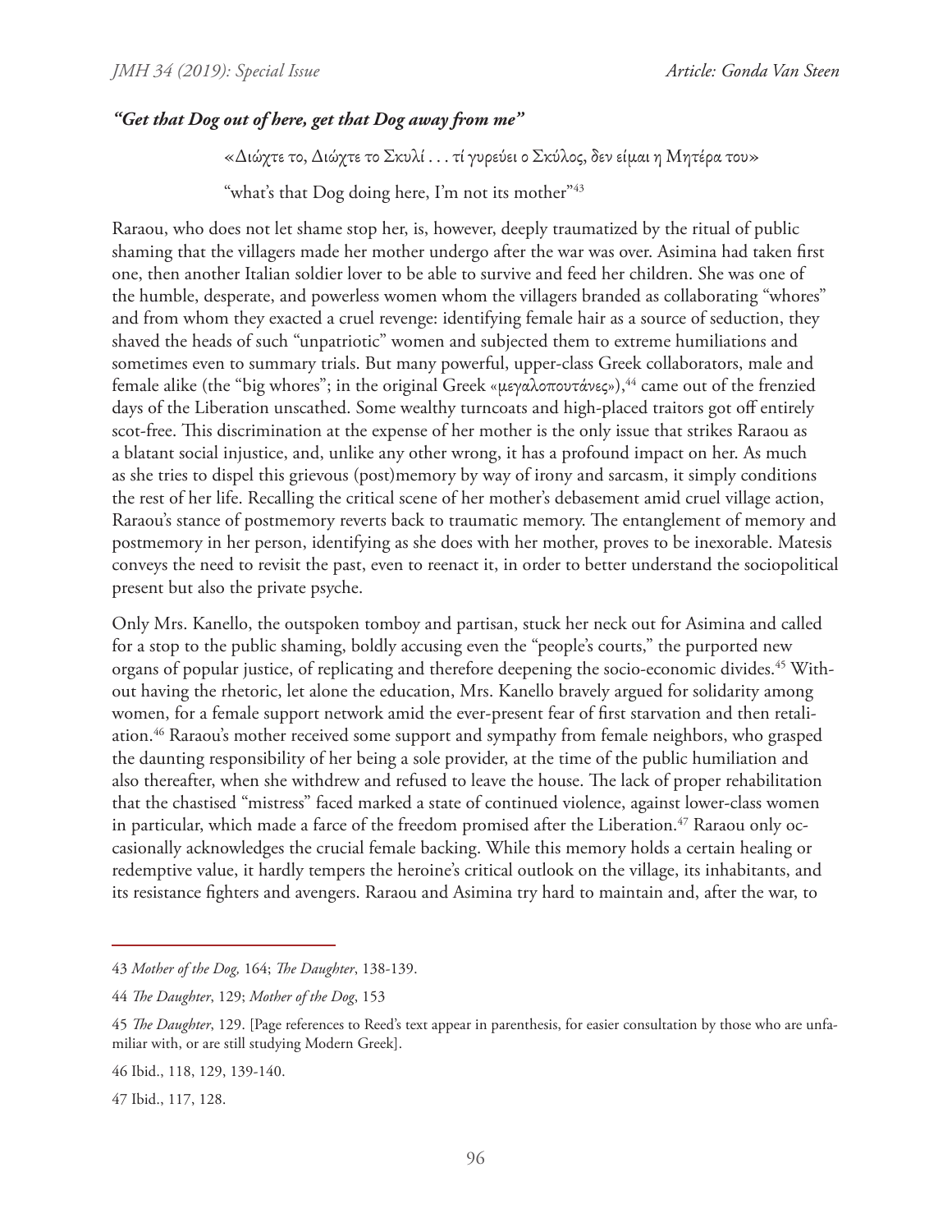### *"Get that Dog out of here, get that Dog away from me"*

«Διώχτε το, Διώχτε το Σκυλί . . . τί γυρεύει ο Σκύλος, δεν είμαι η Μητέρα του»

"what's that Dog doing here, I'm not its mother"[43]

Raraou, who does not let shame stop her, is, however, deeply traumatized by the ritual of public shaming that the villagers made her mother undergo after the war was over. Asimina had taken first one, then another Italian soldier lover to be able to survive and feed her children. She was one of the humble, desperate, and powerless women whom the villagers branded as collaborating "whores" and from whom they exacted a cruel revenge: identifying female hair as a source of seduction, they shaved the heads of such "unpatriotic" women and subjected them to extreme humiliations and sometimes even to summary trials. But many powerful, upper-class Greek collaborators, male and female alike (the "big whores"; in the original Greek «μεγαλοπουτάνες»),[44] came out of the frenzied days of the Liberation unscathed. Some wealthy turncoats and high-placed traitors got off entirely scot-free. This discrimination at the expense of her mother is the only issue that strikes Raraou as a blatant social injustice, and, unlike any other wrong, it has a profound impact on her. As much as she tries to dispel this grievous (post)memory by way of irony and sarcasm, it simply conditions the rest of her life. Recalling the critical scene of her mother's debasement amid cruel village action, Raraou's stance of postmemory reverts back to traumatic memory. The entanglement of memory and postmemory in her person, identifying as she does with her mother, proves to be inexorable. Matesis conveys the need to revisit the past, even to reenact it, in order to better understand the sociopolitical present but also the private psyche.

Only Mrs. Kanello, the outspoken tomboy and partisan, stuck her neck out for Asimina and called for a stop to the public shaming, boldly accusing even the "people's courts," the purported new organs of popular justice, of replicating and therefore deepening the socio-economic divides.[45] Without having the rhetoric, let alone the education, Mrs. Kanello bravely argued for solidarity among women, for a female support network amid the ever-present fear of first starvation and then retaliation.[46] Raraou's mother received some support and sympathy from female neighbors, who grasped the daunting responsibility of her being a sole provider, at the time of the public humiliation and also thereafter, when she withdrew and refused to leave the house. The lack of proper rehabilitation that the chastised "mistress" faced marked a state of continued violence, against lower-class women in particular, which made a farce of the freedom promised after the Liberation.[47] Raraou only occasionally acknowledges the crucial female backing. While this memory holds a certain healing or redemptive value, it hardly tempers the heroine's critical outlook on the village, its inhabitants, and its resistance fighters and avengers. Raraou and Asimina try hard to maintain and, after the war, to

---

43 *Mother of the Dog,* 164; *The Daughter*, 138-139.

44 *The Daughter*, 129; *Mother of the Dog*, 153

45 *The Daughter*, 129. [Page references to Reed's text appear in parenthesis, for easier consultation by those who are unfamiliar with, or are still studying Modern Greek].

46 Ibid., 118, 129, 139-140.

47 Ibid., 117, 128.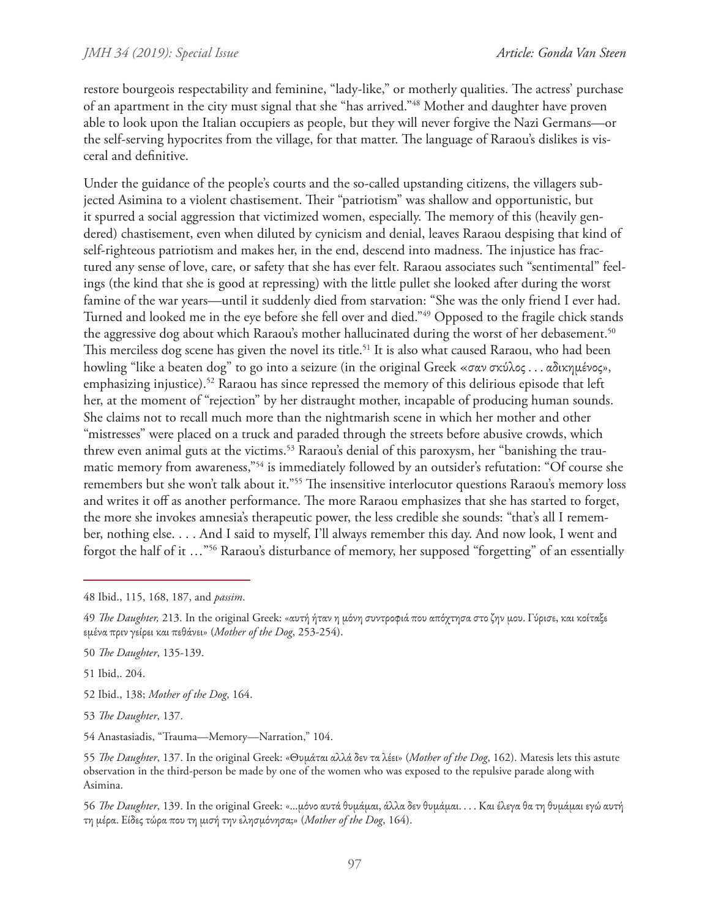restore bourgeois respectability and feminine, "lady-like," or motherly qualities. The actress' purchase of an apartment in the city must signal that she "has arrived."[48] Mother and daughter have proven able to look upon the Italian occupiers as people, but they will never forgive the Nazi Germans—or the self-serving hypocrites from the village, for that matter. The language of Raraou's dislikes is visceral and definitive.

Under the guidance of the people's courts and the so-called upstanding citizens, the villagers subjected Asimina to a violent chastisement. Their "patriotism" was shallow and opportunistic, but it spurred a social aggression that victimized women, especially. The memory of this (heavily gendered) chastisement, even when diluted by cynicism and denial, leaves Raraou despising that kind of self-righteous patriotism and makes her, in the end, descend into madness. The injustice has fractured any sense of love, care, or safety that she has ever felt. Raraou associates such "sentimental" feelings (the kind that she is good at repressing) with the little pullet she looked after during the worst famine of the war years—until it suddenly died from starvation: "She was the only friend I ever had. Turned and looked me in the eye before she fell over and died."[49] Opposed to the fragile chick stands the aggressive dog about which Raraou's mother hallucinated during the worst of her debasement.[50] This merciless dog scene has given the novel its title.[51] It is also what caused Raraou, who had been howling "like a beaten dog" to go into a seizure (in the original Greek «*σαν σκύλος . . . αδικημένος*», emphasizing injustice).[52] Raraou has since repressed the memory of this delirious episode that left her, at the moment of "rejection" by her distraught mother, incapable of producing human sounds. She claims not to recall much more than the nightmarish scene in which her mother and other "mistresses" were placed on a truck and paraded through the streets before abusive crowds, which threw even animal guts at the victims.[53] Raraou's denial of this paroxysm, her "banishing the traumatic memory from awareness,"[54] is immediately followed by an outsider's refutation: "Of course she remembers but she won't talk about it."[55] The insensitive interlocutor questions Raraou's memory loss and writes it off as another performance. The more Raraou emphasizes that she has started to forget, the more she invokes amnesia's therapeutic power, the less credible she sounds: "that's all I remember, nothing else. . . . And I said to myself, I'll always remember this day. And now look, I went and forgot the half of it …"[56] Raraou's disturbance of memory, her supposed "forgetting" of an essentially

---

48 Ibid., 115, 168, 187, and *passim*.

49 *The Daughter,* 213. In the original Greek: «αυτή ήταν η μόνη συντροφιά που απόχτησα στο ζην μου. Γύρισε, και κοίταξε εμένα πριν γείρει και πεθάνει» (*Mother of the Dog*, 253-254).

50 *The Daughter*, 135-139.

51 Ibid,. 204.

52 Ibid., 138; *Mother of the Dog*, 164.

53 *The Daughter*, 137.

54 Anastasiadis, "Trauma—Memory—Narration," 104.

55 *The Daughter*, 137. In the original Greek: «Θυμάται αλλά δεν τα λέει» (*Mother of the Dog*, 162). Matesis lets this astute observation in the third-person be made by one of the women who was exposed to the repulsive parade along with Asimina.

56 *The Daughter*, 139. In the original Greek: «...μόνο αυτά θυμάμαι, άλλα δεν θυμάμαι. . . . Και έλεγα θα τη θυμάμαι εγώ αυτή τη μέρα. Είδες τώρα που τη μισή την ελησμόνησα;» (*Mother of the Dog*, 164).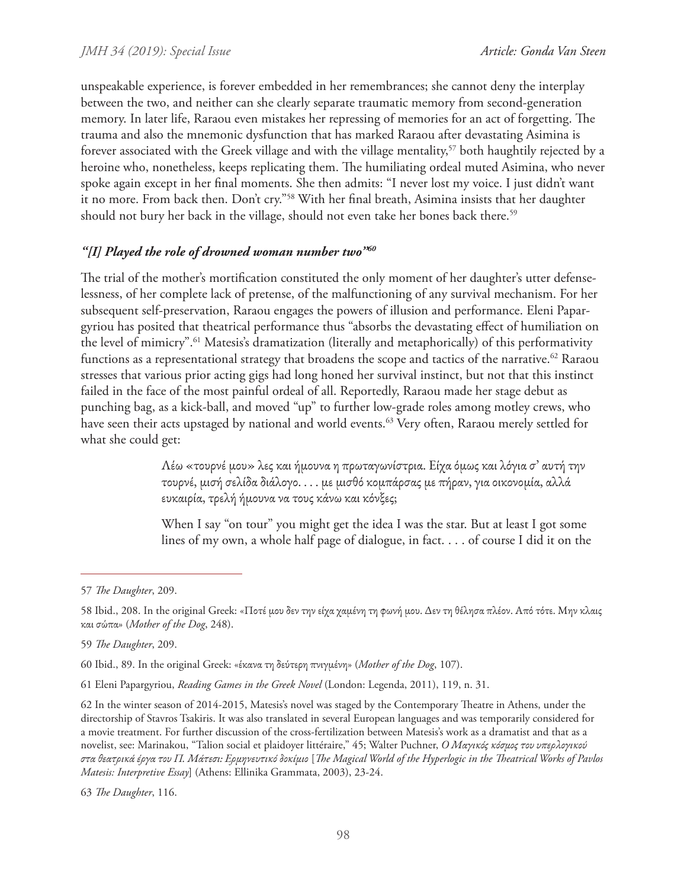unspeakable experience, is forever embedded in her remembrances; she cannot deny the interplay between the two, and neither can she clearly separate traumatic memory from second-generation memory. In later life, Raraou even mistakes her repressing of memories for an act of forgetting. The trauma and also the mnemonic dysfunction that has marked Raraou after devastating Asimina is forever associated with the Greek village and with the village mentality,[57] both haughtily rejected by a heroine who, nonetheless, keeps replicating them. The humiliating ordeal muted Asimina, who never spoke again except in her final moments. She then admits: "I never lost my voice. I just didn't want it no more. From back then. Don't cry."[58] With her final breath, Asimina insists that her daughter should not bury her back in the village, should not even take her bones back there.[59]

### *"[I] Played the role of drowned woman number two"*[60]

The trial of the mother's mortification constituted the only moment of her daughter's utter defenselessness, of her complete lack of pretense, of the malfunctioning of any survival mechanism. For her subsequent self-preservation, Raraou engages the powers of illusion and performance. Eleni Papargyriou has posited that theatrical performance thus "absorbs the devastating effect of humiliation on the level of mimicry".[61] Matesis's dramatization (literally and metaphorically) of this performativity functions as a representational strategy that broadens the scope and tactics of the narrative.[62] Raraou stresses that various prior acting gigs had long honed her survival instinct, but not that this instinct failed in the face of the most painful ordeal of all. Reportedly, Raraou made her stage debut as punching bag, as a kick-ball, and moved "up" to further low-grade roles among motley crews, who have seen their acts upstaged by national and world events.[63] Very often, Raraou merely settled for what she could get:

> Λέω «τουρνέ μου» λες και ήμουνα η πρωταγωνίστρια. Είχα όμως και λόγια σ' αυτή την τουρνέ, μισή σελίδα διάλογο. . . . με μισθό κομπάρσας με πήραν, για οικονομία, αλλά ευκαιρία, τρελή ήμουνα να τους κάνω και κόνξες;
>
> When I say "on tour" you might get the idea I was the star. But at least I got some lines of my own, a whole half page of dialogue, in fact. . . . of course I did it on the

---

57 *The Daughter*, 209.

58 Ibid., 208. In the original Greek: «Ποτέ μου δεν την είχα χαμένη τη φωνή μου. Δεν τη θέλησα πλέον. Από τότε. Μην κλαις και σώπα» (*Mother of the Dog*, 248).

59 *The Daughter*, 209.

60 Ibid., 89. In the original Greek: «έκανα τη δεύτερη πνιγμένη» (*Mother of the Dog*, 107).

61 Eleni Papargyriou, *Reading Games in the Greek Novel* (London: Legenda, 2011), 119, n. 31.

62 In the winter season of 2014-2015, Matesis's novel was staged by the Contemporary Theatre in Athens, under the directorship of Stavros Tsakiris. It was also translated in several European languages and was temporarily considered for a movie treatment. For further discussion of the cross-fertilization between Matesis's work as a dramatist and that as a novelist, see: Marinakou, "Talion social et plaidoyer littéraire," 45; Walter Puchner, *Ο Μαγικός κόσμος του υπερλογικού στα θεατρικά έργα του Π. Μάτεσι: Ερμηνευτικό δοκίμιο* [*The Magical World of the Hyperlogic in the Theatrical Works of Pavlos Matesis: Interpretive Essay*] (Athens: Ellinika Grammata, 2003), 23-24.

63 *The Daughter*, 116.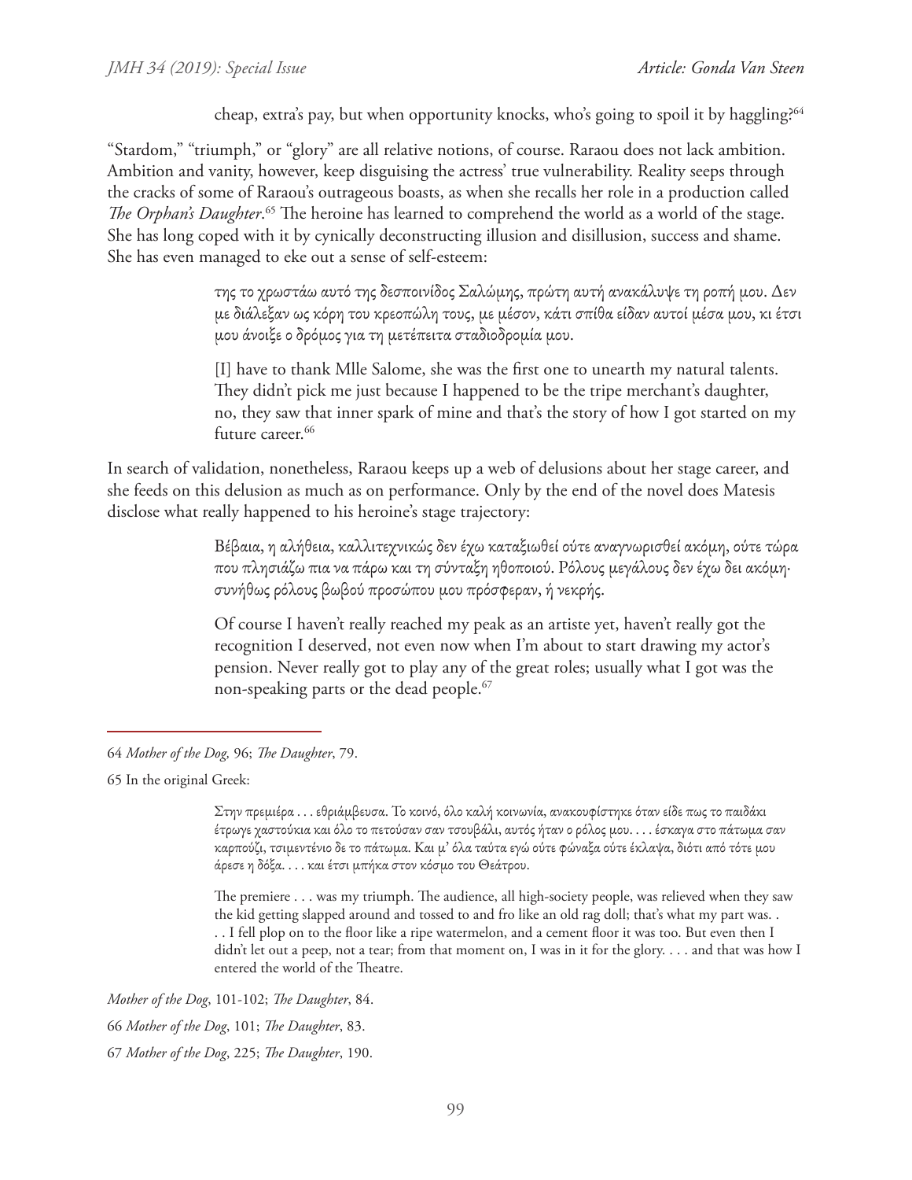> cheap, extra's pay, but when opportunity knocks, who's going to spoil it by haggling?[64]

"Stardom," "triumph," or "glory" are all relative notions, of course. Raraou does not lack ambition. Ambition and vanity, however, keep disguising the actress' true vulnerability. Reality seeps through the cracks of some of Raraou's outrageous boasts, as when she recalls her role in a production called *The Orphan's Daughter*.[65] The heroine has learned to comprehend the world as a world of the stage. She has long coped with it by cynically deconstructing illusion and disillusion, success and shame. She has even managed to eke out a sense of self-esteem:

> της το χρωστάω αυτό της δεσποινίδος Σαλώμης, πρώτη αυτή ανακάλυψε τη ροπή μου. Δεν με διάλεξαν ως κόρη του κρεοπώλη τους, με μέσον, κάτι σπίθα είδαν αυτοί μέσα μου, κι έτσι μου άνοιξε ο δρόμος για τη μετέπειτα σταδιοδρομία μου.
>
> [I] have to thank Mlle Salome, she was the first one to unearth my natural talents. They didn't pick me just because I happened to be the tripe merchant's daughter, no, they saw that inner spark of mine and that's the story of how I got started on my future career.[66]

In search of validation, nonetheless, Raraou keeps up a web of delusions about her stage career, and she feeds on this delusion as much as on performance. Only by the end of the novel does Matesis disclose what really happened to his heroine's stage trajectory:

> Βέβαια, η αλήθεια, καλλιτεχνικώς δεν έχω καταξιωθεί ούτε αναγνωρισθεί ακόμη, ούτε τώρα που πλησιάζω πια να πάρω και τη σύνταξη ηθοποιού. Ρόλους μεγάλους δεν έχω δει ακόμη· συνήθως ρόλους βωβού προσώπου μου πρόσφεραν, ή νεκρής.
>
> Of course I haven't really reached my peak as an artiste yet, haven't really got the recognition I deserved, not even now when I'm about to start drawing my actor's pension. Never really got to play any of the great roles; usually what I got was the non-speaking parts or the dead people.[67]

---

64 *Mother of the Dog,* 96; *The Daughter*, 79.

65 In the original Greek:

> Στην πρεμιέρα . . . εθριάμβευσα. Το κοινό, όλο καλή κοινωνία, ανακουφίστηκε όταν είδε πως το παιδάκι έτρωγε χαστούκια και όλο το πετούσαν σαν τσουβάλι, αυτός ήταν ο ρόλος μου. . . . έσκαγα στο πάτωμα σαν καρπούζι, τσιμεντένιο δε το πάτωμα. Και μ' όλα ταύτα εγώ ούτε φώναξα ούτε έκλαψα, διότι από τότε μου άρεσε η δόξα. . . . και έτσι μπήκα στον κόσμο του Θεάτρου.
>
> The premiere . . . was my triumph. The audience, all high-society people, was relieved when they saw the kid getting slapped around and tossed to and fro like an old rag doll; that's what my part was. . . . I fell plop on to the floor like a ripe watermelon, and a cement floor it was too. But even then I didn't let out a peep, not a tear; from that moment on, I was in it for the glory. . . . and that was how I entered the world of the Theatre.

*Mother of the Dog*, 101-102; *The Daughter*, 84.

66 *Mother of the Dog*, 101; *The Daughter*, 83.

67 *Mother of the Dog*, 225; *The Daughter*, 190.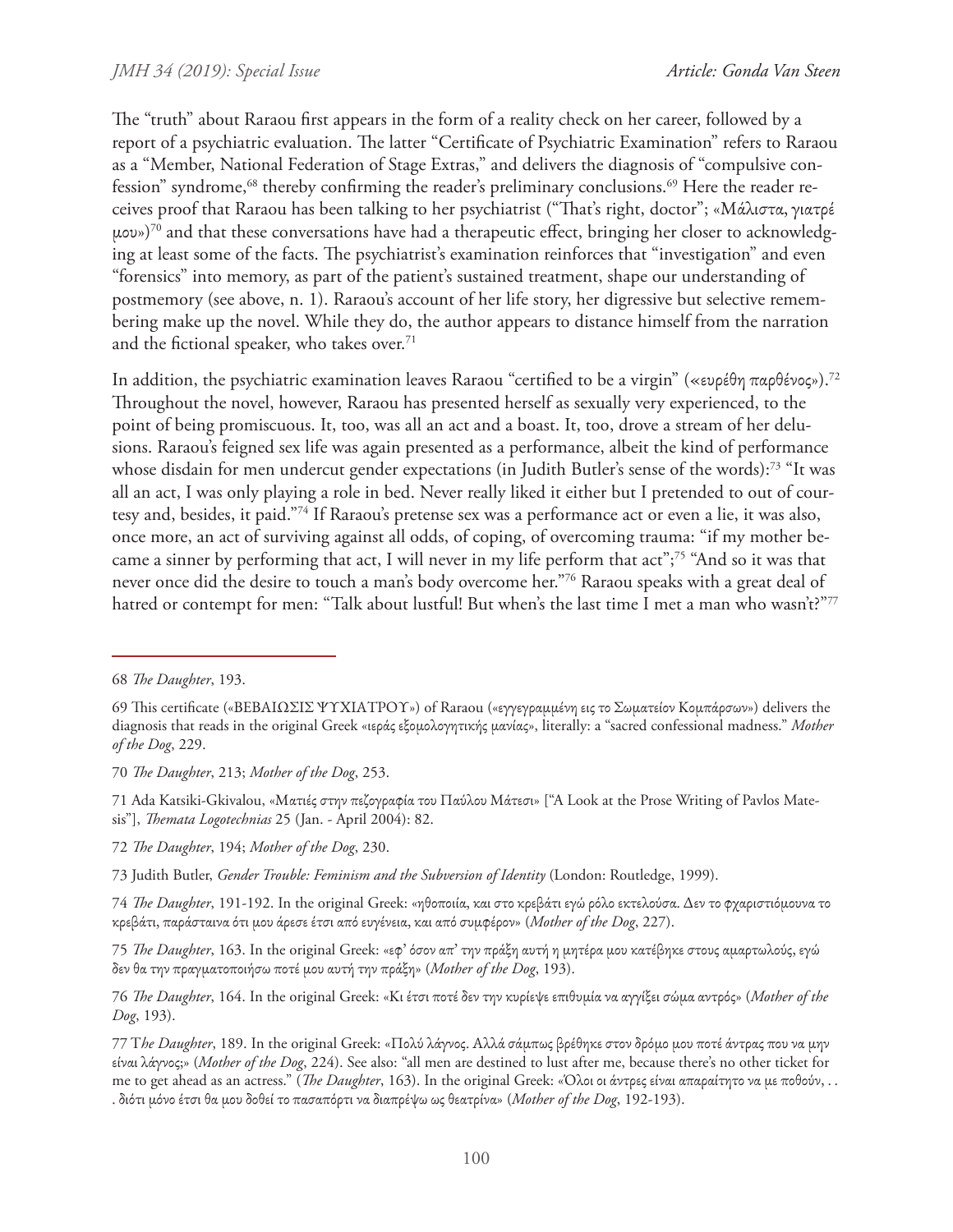The "truth" about Raraou first appears in the form of a reality check on her career, followed by a report of a psychiatric evaluation. The latter "Certificate of Psychiatric Examination" refers to Raraou as a "Member, National Federation of Stage Extras," and delivers the diagnosis of "compulsive confession" syndrome,[68] thereby confirming the reader's preliminary conclusions.[69] Here the reader receives proof that Raraou has been talking to her psychiatrist ("That's right, doctor"; «Μάλιστα, γιατρέ μου»)[70] and that these conversations have had a therapeutic effect, bringing her closer to acknowledging at least some of the facts. The psychiatrist's examination reinforces that "investigation" and even "forensics" into memory, as part of the patient's sustained treatment, shape our understanding of postmemory (see above, n. 1). Raraou's account of her life story, her digressive but selective remembering make up the novel. While they do, the author appears to distance himself from the narration and the fictional speaker, who takes over.[71]

In addition, the psychiatric examination leaves Raraou "certified to be a virgin" («ευρέθη παρθένος»).[72] Throughout the novel, however, Raraou has presented herself as sexually very experienced, to the point of being promiscuous. It, too, was all an act and a boast. It, too, drove a stream of her delusions. Raraou's feigned sex life was again presented as a performance, albeit the kind of performance whose disdain for men undercut gender expectations (in Judith Butler's sense of the words):[73] "It was all an act, I was only playing a role in bed. Never really liked it either but I pretended to out of courtesy and, besides, it paid."[74] If Raraou's pretense sex was a performance act or even a lie, it was also, once more, an act of surviving against all odds, of coping, of overcoming trauma: "if my mother became a sinner by performing that act, I will never in my life perform that act";[75] "And so it was that never once did the desire to touch a man's body overcome her."[76] Raraou speaks with a great deal of hatred or contempt for men: "Talk about lustful! But when's the last time I met a man who wasn't?"[77]

---

68 *The Daughter*, 193.

69 This certificate («ΒΕΒΑΙΩΣΙΣ ΨΥΧΙΑΤΡΟΥ») of Raraou («εγγεγραμμένη εις το Σωματείον Κομπάρσων») delivers the diagnosis that reads in the original Greek «ιεράς εξομολογητικής μανίας», literally: a "sacred confessional madness." *Mother of the Dog*, 229.

70 *The Daughter*, 213; *Mother of the Dog*, 253.

71 Ada Katsiki-Gkivalou, «Ματιές στην πεζογραφία του Παύλου Μάτεσι» ["A Look at the Prose Writing of Pavlos Matesis"], *Themata Logotechnias* 25 (Jan. - April 2004): 82.

72 *The Daughter*, 194; *Mother of the Dog*, 230.

73 Judith Butler, *Gender Trouble: Feminism and the Subversion of Identity* (London: Routledge, 1999).

74 *The Daughter*, 191-192. In the original Greek: «ηθοποιία, και στο κρεβάτι εγώ ρόλο εκτελούσα. Δεν το φχαριστιόμουνα το κρεβάτι, παράσταινα ότι μου άρεσε έτσι από ευγένεια, και από συμφέρον» (*Mother of the Dog*, 227).

75 *The Daughter*, 163. In the original Greek: «εφ' όσον απ' την πράξη αυτή η μητέρα μου κατέβηκε στους αμαρτωλούς, εγώ δεν θα την πραγματοποιήσω ποτέ μου αυτή την πράξη» (*Mother of the Dog*, 193).

76 *The Daughter*, 164. In the original Greek: «Κι έτσι ποτέ δεν την κυρίεψε επιθυμία να αγγίξει σώμα αντρός» (*Mother of the Dog*, 193).

77 *The Daughter*, 189. In the original Greek: «Πολύ λάγνος. Αλλά σάμπως βρέθηκε στον δρόμο μου ποτέ άντρας που να μην είναι λάγνος;» (*Mother of the Dog*, 224). See also: "all men are destined to lust after me, because there's no other ticket for me to get ahead as an actress." (*The Daughter*, 163). In the original Greek: «Όλοι οι άντρες είναι απαραίτητο να με ποθούν, . . . διότι μόνο έτσι θα μου δοθεί το πασαπόρτι να διαπρέψω ως θεατρίνα» (*Mother of the Dog*, 192-193).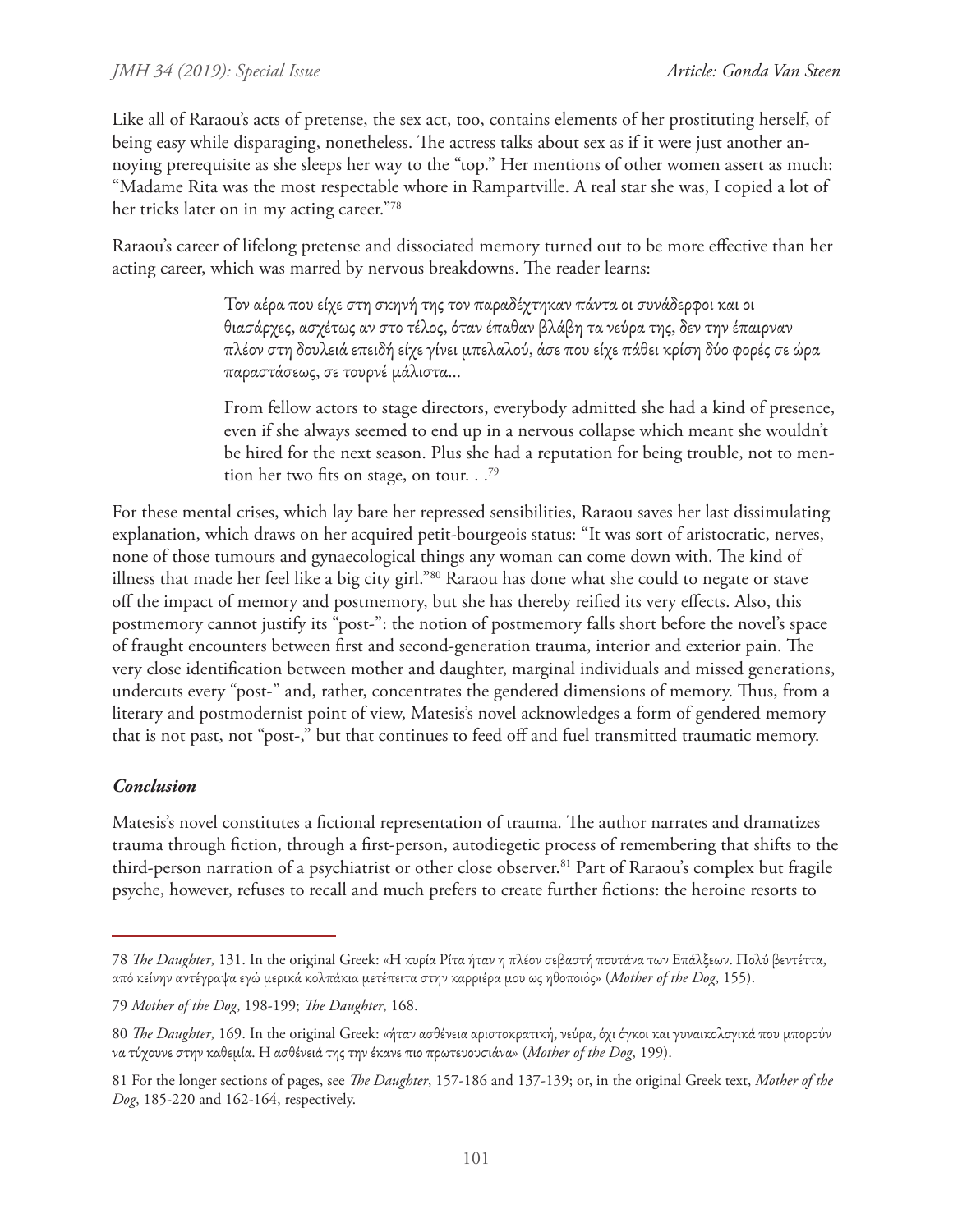Like all of Raraou's acts of pretense, the sex act, too, contains elements of her prostituting herself, of being easy while disparaging, nonetheless. The actress talks about sex as if it were just another annoying prerequisite as she sleeps her way to the "top." Her mentions of other women assert as much: "Madame Rita was the most respectable whore in Rampartville. A real star she was, I copied a lot of her tricks later on in my acting career."[78]

Raraou's career of lifelong pretense and dissociated memory turned out to be more effective than her acting career, which was marred by nervous breakdowns. The reader learns:

> Τον αέρα που είχε στη σκηνή της τον παραδέχτηκαν πάντα οι συνάδερφοι και οι θιασάρχες, ασχέτως αν στο τέλος, όταν έπαθαν βλάβη τα νεύρα της, δεν την έπαιρναν πλέον στη δουλειά επειδή είχε γίνει μπελαλού, άσε που είχε πάθει κρίση δύο φορές σε ώρα παραστάσεως, σε τουρνέ μάλιστα...
>
> From fellow actors to stage directors, everybody admitted she had a kind of presence, even if she always seemed to end up in a nervous collapse which meant she wouldn't be hired for the next season. Plus she had a reputation for being trouble, not to mention her two fits on stage, on tour. . .[79]

For these mental crises, which lay bare her repressed sensibilities, Raraou saves her last dissimulating explanation, which draws on her acquired petit-bourgeois status: "It was sort of aristocratic, nerves, none of those tumours and gynaecological things any woman can come down with. The kind of illness that made her feel like a big city girl."[80] Raraou has done what she could to negate or stave off the impact of memory and postmemory, but she has thereby reified its very effects. Also, this postmemory cannot justify its "post-": the notion of postmemory falls short before the novel's space of fraught encounters between first and second-generation trauma, interior and exterior pain. The very close identification between mother and daughter, marginal individuals and missed generations, undercuts every "post-" and, rather, concentrates the gendered dimensions of memory. Thus, from a literary and postmodernist point of view, Matesis's novel acknowledges a form of gendered memory that is not past, not "post-," but that continues to feed off and fuel transmitted traumatic memory.

### *Conclusion*

Matesis's novel constitutes a fictional representation of trauma. The author narrates and dramatizes trauma through fiction, through a first-person, autodiegetic process of remembering that shifts to the third-person narration of a psychiatrist or other close observer.[81] Part of Raraou's complex but fragile psyche, however, refuses to recall and much prefers to create further fictions: the heroine resorts to

---

78 *The Daughter*, 131. In the original Greek: «Η κυρία Ρίτα ήταν η πλέον σεβαστή πουτάνα των Επάλξεων. Πολύ βεντέττα, από κείνην αντέγραψα εγώ μερικά κολπάκια μετέπειτα στην καρριέρα μου ως ηθοποιός» (*Mother of the Dog*, 155).

79 *Mother of the Dog*, 198-199; *The Daughter*, 168.

80 *The Daughter*, 169. In the original Greek: «ήταν ασθένεια αριστοκρατική, νεύρα, όχι όγκοι και γυναικολογικά που μπορούν να τύχουνε στην καθεμία. Η ασθένειά της την έκανε πιο πρωτευουσιάνα» (*Mother of the Dog*, 199).

81 For the longer sections of pages, see *The Daughter*, 157-186 and 137-139; or, in the original Greek text, *Mother of the Dog*, 185-220 and 162-164, respectively.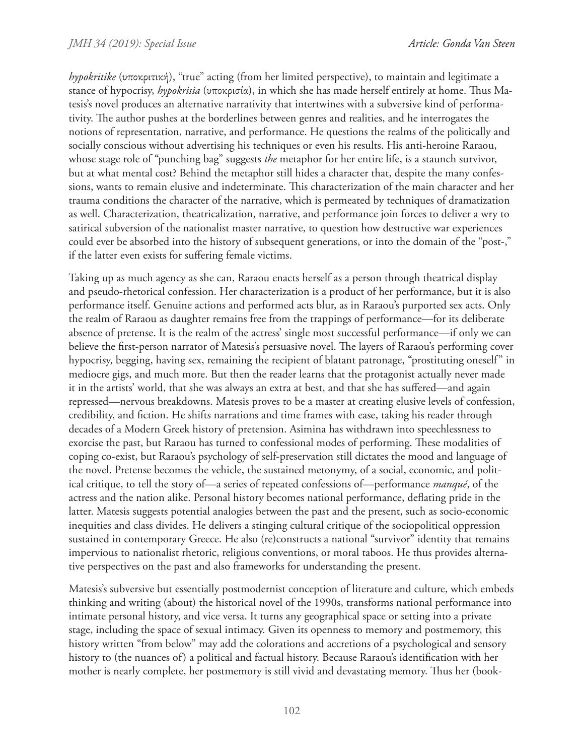*hypokritike* (υποκριτική), "true" acting (from her limited perspective), to maintain and legitimate a stance of hypocrisy, *hypokrisia* (υποκρισία), in which she has made herself entirely at home. Thus Matesis's novel produces an alternative narrativity that intertwines with a subversive kind of performativity. The author pushes at the borderlines between genres and realities, and he interrogates the notions of representation, narrative, and performance. He questions the realms of the politically and socially conscious without advertising his techniques or even his results. His anti-heroine Raraou, whose stage role of "punching bag" suggests *the* metaphor for her entire life, is a staunch survivor, but at what mental cost? Behind the metaphor still hides a character that, despite the many confessions, wants to remain elusive and indeterminate. This characterization of the main character and her trauma conditions the character of the narrative, which is permeated by techniques of dramatization as well. Characterization, theatricalization, narrative, and performance join forces to deliver a wry to satirical subversion of the nationalist master narrative, to question how destructive war experiences could ever be absorbed into the history of subsequent generations, or into the domain of the "post-," if the latter even exists for suffering female victims.

Taking up as much agency as she can, Raraou enacts herself as a person through theatrical display and pseudo-rhetorical confession. Her characterization is a product of her performance, but it is also performance itself. Genuine actions and performed acts blur, as in Raraou's purported sex acts. Only the realm of Raraou as daughter remains free from the trappings of performance—for its deliberate absence of pretense. It is the realm of the actress' single most successful performance—if only we can believe the first-person narrator of Matesis's persuasive novel. The layers of Raraou's performing cover hypocrisy, begging, having sex, remaining the recipient of blatant patronage, "prostituting oneself" in mediocre gigs, and much more. But then the reader learns that the protagonist actually never made it in the artists' world, that she was always an extra at best, and that she has suffered—and again repressed—nervous breakdowns. Matesis proves to be a master at creating elusive levels of confession, credibility, and fiction. He shifts narrations and time frames with ease, taking his reader through decades of a Modern Greek history of pretension. Asimina has withdrawn into speechlessness to exorcise the past, but Raraou has turned to confessional modes of performing. These modalities of coping co-exist, but Raraou's psychology of self-preservation still dictates the mood and language of the novel. Pretense becomes the vehicle, the sustained metonymy, of a social, economic, and political critique, to tell the story of—a series of repeated confessions of—performance *manqué*, of the actress and the nation alike. Personal history becomes national performance, deflating pride in the latter. Matesis suggests potential analogies between the past and the present, such as socio-economic inequities and class divides. He delivers a stinging cultural critique of the sociopolitical oppression sustained in contemporary Greece. He also (re)constructs a national "survivor" identity that remains impervious to nationalist rhetoric, religious conventions, or moral taboos. He thus provides alternative perspectives on the past and also frameworks for understanding the present.

Matesis's subversive but essentially postmodernist conception of literature and culture, which embeds thinking and writing (about) the historical novel of the 1990s, transforms national performance into intimate personal history, and vice versa. It turns any geographical space or setting into a private stage, including the space of sexual intimacy. Given its openness to memory and postmemory, this history written "from below" may add the colorations and accretions of a psychological and sensory history to (the nuances of) a political and factual history. Because Raraou's identification with her mother is nearly complete, her postmemory is still vivid and devastating memory. Thus her (book-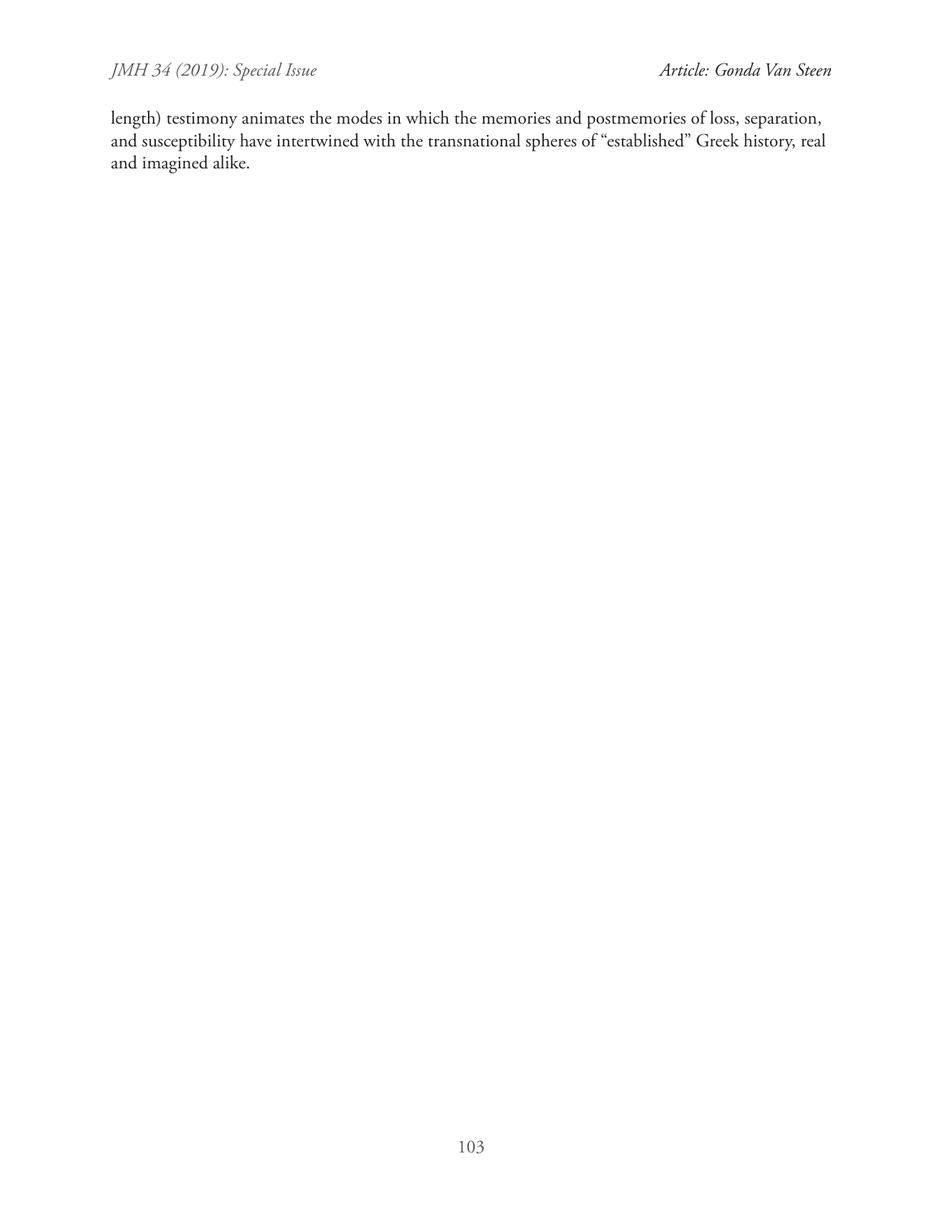length) testimony animates the modes in which the memories and postmemories of loss, separation, and susceptibility have intertwined with the transnational spheres of "established" Greek history, real and imagined alike.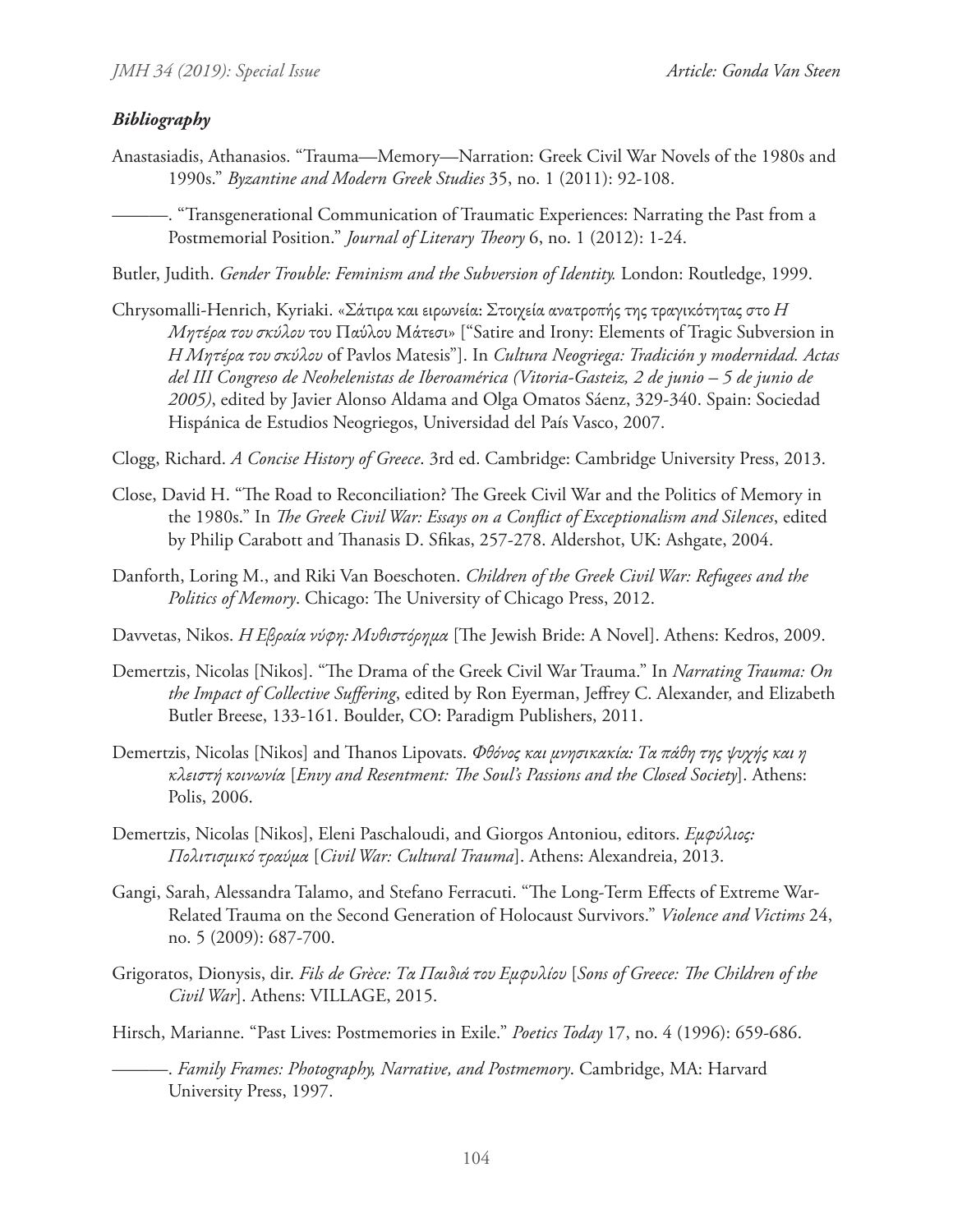### *Bibliography*

Anastasiadis, Athanasios. "Trauma—Memory—Narration: Greek Civil War Novels of the 1980s and 1990s." *Byzantine and Modern Greek Studies* 35, no. 1 (2011): 92-108.

———. "Transgenerational Communication of Traumatic Experiences: Narrating the Past from a Postmemorial Position." *Journal of Literary Theory* 6, no. 1 (2012): 1-24.

Butler, Judith. *Gender Trouble: Feminism and the Subversion of Identity.* London: Routledge, 1999.

Chrysomalli-Henrich, Kyriaki. «Σάτιρα και ειρωνεία: Στοιχεία ανατροπής της τραγικότητας στο *Η Μητέρα του σκύλου* του Παύλου Μάτεσι» ["Satire and Irony: Elements of Tragic Subversion in *Η Μητέρα του σκύλου* of Pavlos Matesis"]. In *Cultura Neogriega: Tradición y modernidad. Actas del III Congreso de Neohelenistas de Iberoamérica (Vitoria-Gasteiz, 2 de junio – 5 de junio de 2005)*, edited by Javier Alonso Aldama and Olga Omatos Sáenz, 329-340. Spain: Sociedad Hispánica de Estudios Neogriegos, Universidad del País Vasco, 2007.

Clogg, Richard. *A Concise History of Greece*. 3rd ed. Cambridge: Cambridge University Press, 2013.

Close, David H. "The Road to Reconciliation? The Greek Civil War and the Politics of Memory in the 1980s." In *The Greek Civil War: Essays on a Conflict of Exceptionalism and Silences*, edited by Philip Carabott and Thanasis D. Sfikas, 257-278. Aldershot, UK: Ashgate, 2004.

Danforth, Loring M., and Riki Van Boeschoten. *Children of the Greek Civil War: Refugees and the Politics of Memory*. Chicago: The University of Chicago Press, 2012.

Davvetas, Nikos. *Η Εβραία νύφη: Μυθιστόρημα* [The Jewish Bride: A Novel]. Athens: Kedros, 2009.

Demertzis, Nicolas [Nikos]. "The Drama of the Greek Civil War Trauma." In *Narrating Trauma: On the Impact of Collective Suffering*, edited by Ron Eyerman, Jeffrey C. Alexander, and Elizabeth Butler Breese, 133-161. Boulder, CO: Paradigm Publishers, 2011.

Demertzis, Nicolas [Nikos] and Thanos Lipovats. *Φθόνος και μνησικακία: Τα πάθη της ψυχής και η κλειστή κοινωνία* [*Envy and Resentment: The Soul's Passions and the Closed Society*]. Athens: Polis, 2006.

Demertzis, Nicolas [Nikos], Eleni Paschaloudi, and Giorgos Antoniou, editors. *Εμφύλιος: Πολιτισμικό τραύμα* [*Civil War: Cultural Trauma*]. Athens: Alexandreia, 2013.

Gangi, Sarah, Alessandra Talamo, and Stefano Ferracuti. "The Long-Term Effects of Extreme War-Related Trauma on the Second Generation of Holocaust Survivors." *Violence and Victims* 24, no. 5 (2009): 687-700.

Grigoratos, Dionysis, dir. *Fils de Grèce: Τα Παιδιά του Εμφυλίου* [*Sons of Greece: The Children of the Civil War*]. Athens: VILLAGE, 2015.

Hirsch, Marianne. "Past Lives: Postmemories in Exile." *Poetics Today* 17, no. 4 (1996): 659-686.

———. *Family Frames: Photography, Narrative, and Postmemory*. Cambridge, MA: Harvard University Press, 1997.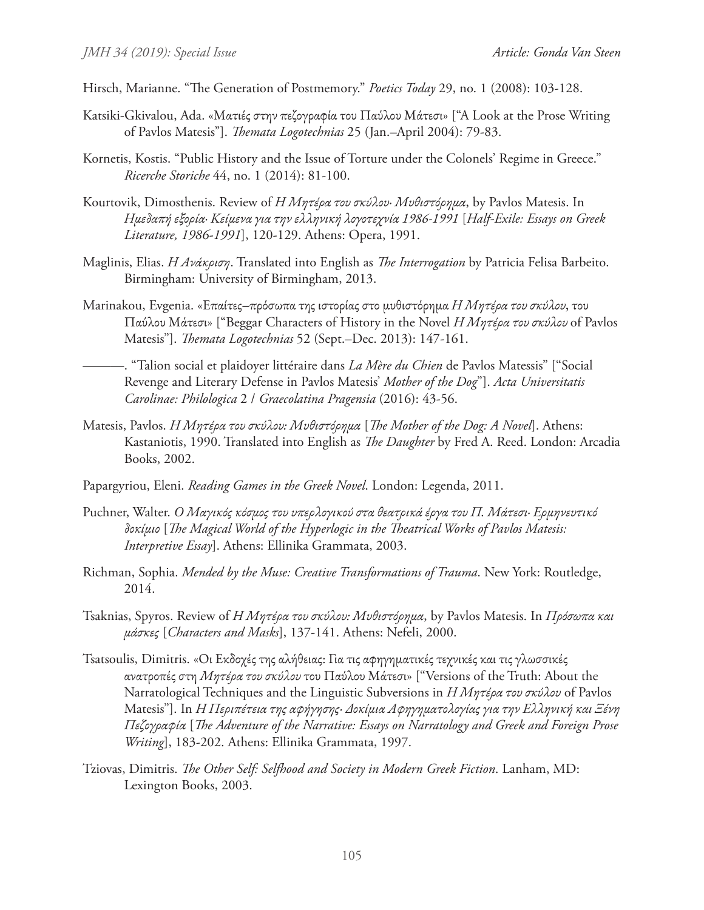Hirsch, Marianne. "The Generation of Postmemory." *Poetics Today* 29, no. 1 (2008): 103-128.

Katsiki-Gkivalou, Ada. «Ματιές στην πεζογραφία του Παύλου Μάτεσι» ["A Look at the Prose Writing of Pavlos Matesis"]. *Themata Logotechnias* 25 (Jan.–April 2004): 79-83.

Kornetis, Kostis. "Public History and the Issue of Torture under the Colonels' Regime in Greece." *Ricerche Storiche* 44, no. 1 (2014): 81-100.

Kourtovik, Dimosthenis. Review of *Η Μητέρα του σκύλου· Μυθιστόρημα*, by Pavlos Matesis. In *Ημεδαπή εξορία· Κείμενα για την ελληνική λογοτεχνία 1986-1991* [*Half-Exile: Essays on Greek Literature, 1986-1991*], 120-129. Athens: Opera, 1991.

Maglinis, Elias. *Η Ανάκριση*. Translated into English as *The Interrogation* by Patricia Felisa Barbeito. Birmingham: University of Birmingham, 2013.

Marinakou, Evgenia. «Επαίτες–πρόσωπα της ιστορίας στο μυθιστόρημα *Η Μητέρα του σκύλου*, του Παύλου Μάτεσι» ["Beggar Characters of History in the Novel *Η Μητέρα του σκύλου* of Pavlos Matesis"]. *Themata Logotechnias* 52 (Sept.–Dec. 2013): 147-161.

———. "Talion social et plaidoyer littéraire dans *La Mère du Chien* de Pavlos Matessis" ["Social Revenge and Literary Defense in Pavlos Matesis' *Mother of the Dog*"]. *Acta Universitatis Carolinae: Philologica* 2 / *Graecolatina Pragensia* (2016): 43-56.

Matesis, Pavlos. *Η Μητέρα του σκύλου: Μυθιστόρημα* [*The Mother of the Dog: A Novel*]. Athens: Kastaniotis, 1990. Translated into English as *The Daughter* by Fred A. Reed. London: Arcadia Books, 2002.

Papargyriou, Eleni. *Reading Games in the Greek Novel*. London: Legenda, 2011.

Puchner, Walter. *Ο Μαγικός κόσμος του υπερλογικού στα θεατρικά έργα του Π. Μάτεσι· Ερμηνευτικό δοκίμιο* [*The Magical World of the Hyperlogic in the Theatrical Works of Pavlos Matesis: Interpretive Essay*]. Athens: Ellinika Grammata, 2003.

Richman, Sophia. *Mended by the Muse: Creative Transformations of Trauma*. New York: Routledge, 2014.

Tsaknias, Spyros. Review of *Η Μητέρα του σκύλου: Μυθιστόρημα*, by Pavlos Matesis. In *Πρόσωπα και μάσκες* [*Characters and Masks*], 137-141. Athens: Nefeli, 2000.

Tsatsoulis, Dimitris. «Οι Εκδοχές της αλήθειας: Για τις αφηγηματικές τεχνικές και τις γλωσσικές ανατροπές στη *Μητέρα του σκύλου* του Παύλου Μάτεσι» ["Versions of the Truth: About the Narratological Techniques and the Linguistic Subversions in *Η Μητέρα του σκύλου* of Pavlos Matesis"]. In *Η Περιπέτεια της αφήγησης· Δοκίμια Αφηγηματολογίας για την Ελληνική και Ξένη Πεζογραφία* [*The Adventure of the Narrative: Essays on Narratology and Greek and Foreign Prose Writing*], 183-202. Athens: Ellinika Grammata, 1997.

Tziovas, Dimitris. *The Other Self: Selfhood and Society in Modern Greek Fiction*. Lanham, MD: Lexington Books, 2003.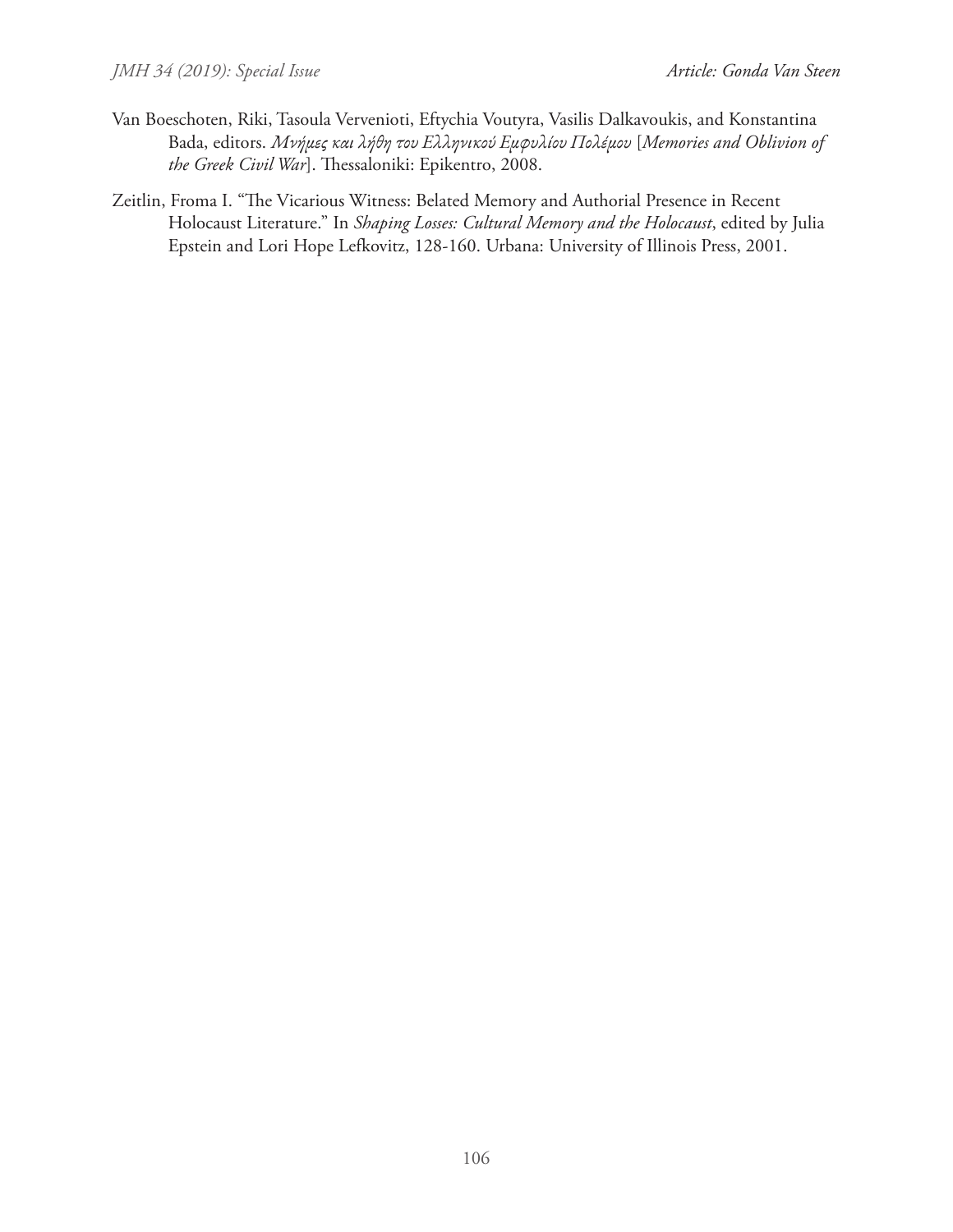Van Boeschoten, Riki, Tasoula Vervenioti, Eftychia Voutyra, Vasilis Dalkavoukis, and Konstantina Bada, editors. *Μνήμες και λήθη του Ελληνικού Εμφυλίου Πολέμου* [*Memories and Oblivion of the Greek Civil War*]. Thessaloniki: Epikentro, 2008.

Zeitlin, Froma I. "The Vicarious Witness: Belated Memory and Authorial Presence in Recent Holocaust Literature." In *Shaping Losses: Cultural Memory and the Holocaust*, edited by Julia Epstein and Lori Hope Lefkovitz, 128-160. Urbana: University of Illinois Press, 2001.